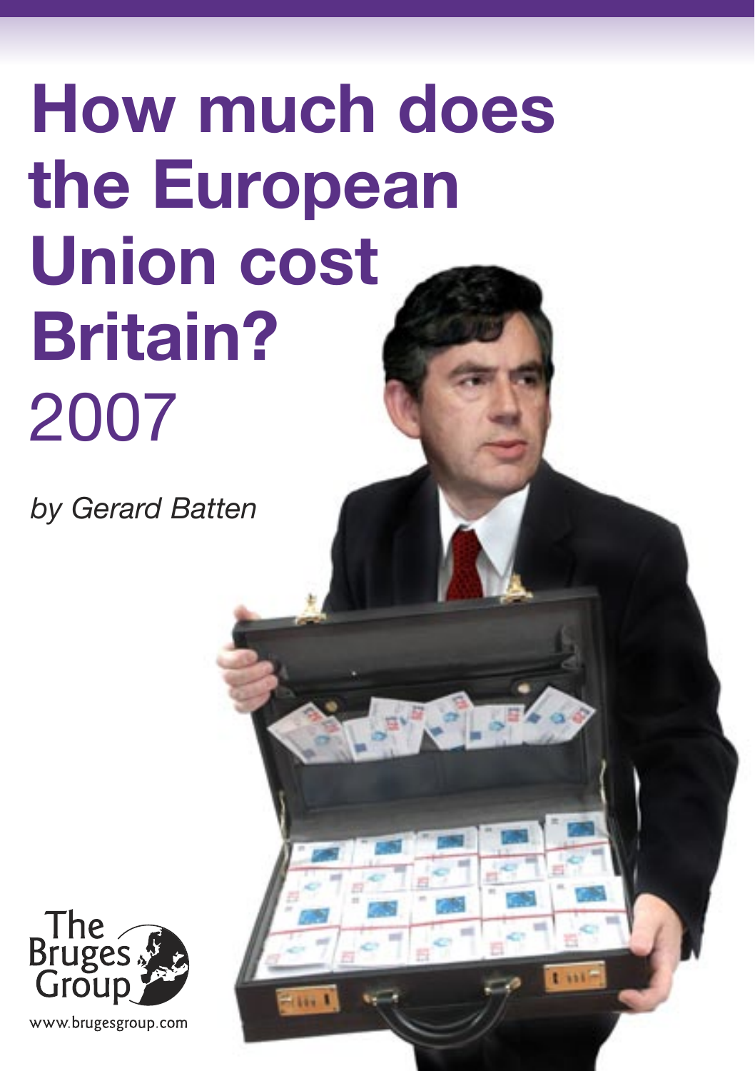# How much does the European Union cost Britain?

2007

*by Gerard Batten*

The Bruges Group

www.brugesgroup.com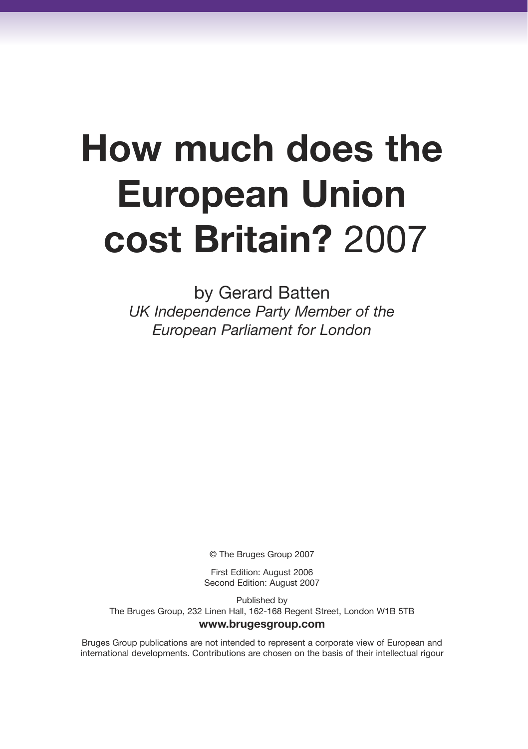# How much does the European Union cost Britain? 2007

by Gerard Batten

*UK Independence Party Member of the European Parliament for London*

© The Bruges Group 2007

First Edition: August 2006
Second Edition: August 2007

Published by
The Bruges Group, 232 Linen Hall, 162-168 Regent Street, London W1B 5TB

**www.brugesgroup.com**

Bruges Group publications are not intended to represent a corporate view of European and international developments. Contributions are chosen on the basis of their intellectual rigour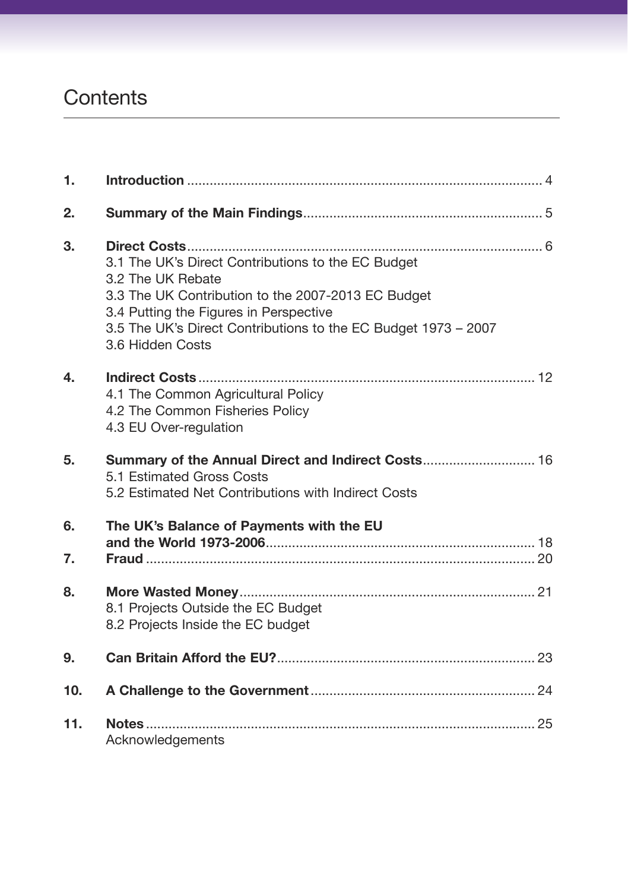# Contents

**1. Introduction** .......... 4

**2. Summary of the Main Findings** .......... 5

**3. Direct Costs** .......... 6

- 3.1 The UK's Direct Contributions to the EC Budget
- 3.2 The UK Rebate
- 3.3 The UK Contribution to the 2007-2013 EC Budget
- 3.4 Putting the Figures in Perspective
- 3.5 The UK's Direct Contributions to the EC Budget 1973 – 2007
- 3.6 Hidden Costs

**4. Indirect Costs** .......... 12

- 4.1 The Common Agricultural Policy
- 4.2 The Common Fisheries Policy
- 4.3 EU Over-regulation

**5. Summary of the Annual Direct and Indirect Costs** .......... 16

- 5.1 Estimated Gross Costs
- 5.2 Estimated Net Contributions with Indirect Costs

**6. The UK's Balance of Payments with the EU and the World 1973-2006** .......... 18

**7. Fraud** .......... 20

**8. More Wasted Money** .......... 21

- 8.1 Projects Outside the EC Budget
- 8.2 Projects Inside the EC budget

**9. Can Britain Afford the EU?** .......... 23

**10. A Challenge to the Government** .......... 24

**11. Notes** .......... 25

- Acknowledgements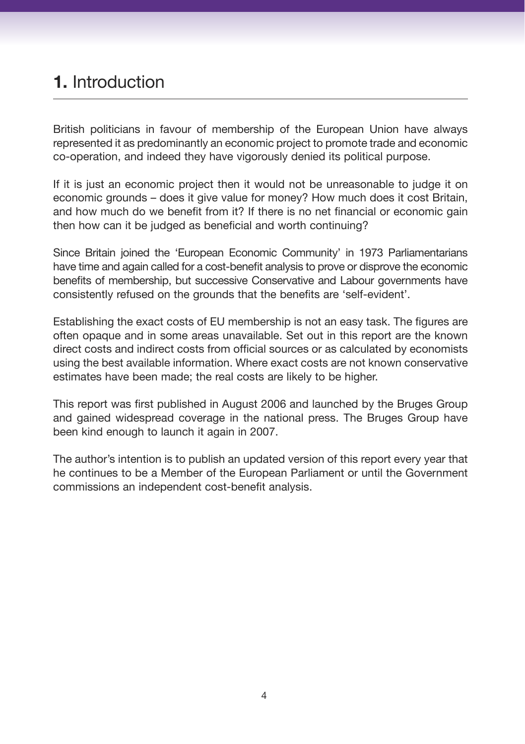# 1. Introduction

British politicians in favour of membership of the European Union have always represented it as predominantly an economic project to promote trade and economic co-operation, and indeed they have vigorously denied its political purpose.

If it is just an economic project then it would not be unreasonable to judge it on economic grounds – does it give value for money? How much does it cost Britain, and how much do we benefit from it? If there is no net financial or economic gain then how can it be judged as beneficial and worth continuing?

Since Britain joined the 'European Economic Community' in 1973 Parliamentarians have time and again called for a cost-benefit analysis to prove or disprove the economic benefits of membership, but successive Conservative and Labour governments have consistently refused on the grounds that the benefits are 'self-evident'.

Establishing the exact costs of EU membership is not an easy task. The figures are often opaque and in some areas unavailable. Set out in this report are the known direct costs and indirect costs from official sources or as calculated by economists using the best available information. Where exact costs are not known conservative estimates have been made; the real costs are likely to be higher.

This report was first published in August 2006 and launched by the Bruges Group and gained widespread coverage in the national press. The Bruges Group have been kind enough to launch it again in 2007.

The author's intention is to publish an updated version of this report every year that he continues to be a Member of the European Parliament or until the Government commissions an independent cost-benefit analysis.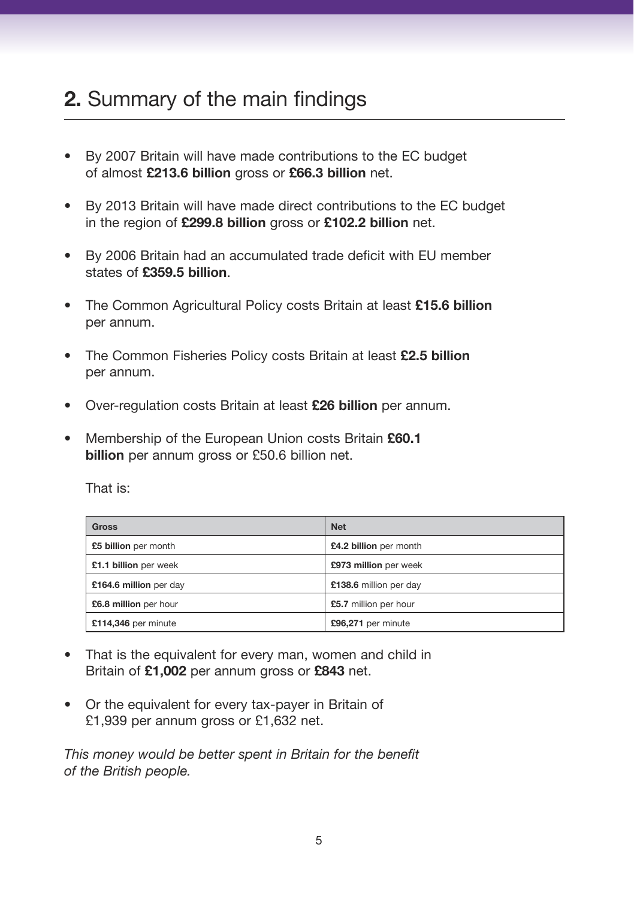## **2.** Summary of the main findings

- By 2007 Britain will have made contributions to the EC budget of almost **£213.6 billion** gross or **£66.3 billion** net.
- By 2013 Britain will have made direct contributions to the EC budget in the region of **£299.8 billion** gross or **£102.2 billion** net.
- By 2006 Britain had an accumulated trade deficit with EU member states of **£359.5 billion**.
- The Common Agricultural Policy costs Britain at least **£15.6 billion** per annum.
- The Common Fisheries Policy costs Britain at least **£2.5 billion** per annum.
- Over-regulation costs Britain at least **£26 billion** per annum.
- Membership of the European Union costs Britain **£60.1 billion** per annum gross or £50.6 billion net.

  That is:

| **Gross** | **Net** |
|---|---|
| **£5 billion** per month | **£4.2 billion** per month |
| **£1.1 billion** per week | **£973 million** per week |
| **£164.6 million** per day | **£138.6** million per day |
| **£6.8 million** per hour | **£5.7** million per hour |
| **£114,346** per minute | **£96,271** per minute |

- That is the equivalent for every man, women and child in Britain of **£1,002** per annum gross or **£843** net.
- Or the equivalent for every tax-payer in Britain of £1,939 per annum gross or £1,632 net.

*This money would be better spent in Britain for the benefit of the British people.*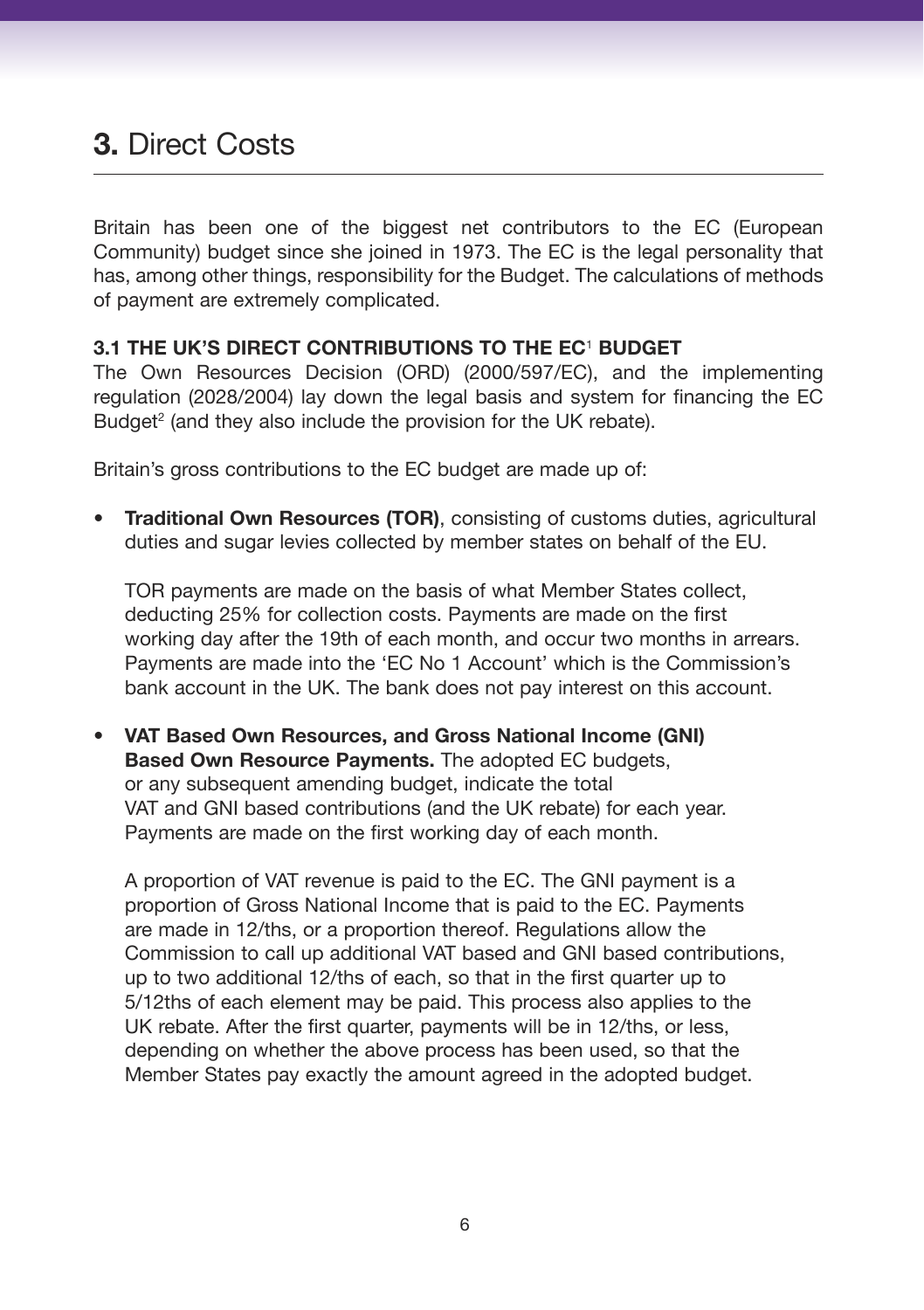# 3. Direct Costs

Britain has been one of the biggest net contributors to the EC (European Community) budget since she joined in 1973. The EC is the legal personality that has, among other things, responsibility for the Budget. The calculations of methods of payment are extremely complicated.

### 3.1 THE UK'S DIRECT CONTRIBUTIONS TO THE EC[1] BUDGET

The Own Resources Decision (ORD) (2000/597/EC), and the implementing regulation (2028/2004) lay down the legal basis and system for financing the EC Budget[2] (and they also include the provision for the UK rebate).

Britain's gross contributions to the EC budget are made up of:

- **Traditional Own Resources (TOR)**, consisting of customs duties, agricultural duties and sugar levies collected by member states on behalf of the EU.

  TOR payments are made on the basis of what Member States collect, deducting 25% for collection costs. Payments are made on the first working day after the 19th of each month, and occur two months in arrears. Payments are made into the 'EC No 1 Account' which is the Commission's bank account in the UK. The bank does not pay interest on this account.

- **VAT Based Own Resources, and Gross National Income (GNI) Based Own Resource Payments.** The adopted EC budgets, or any subsequent amending budget, indicate the total VAT and GNI based contributions (and the UK rebate) for each year. Payments are made on the first working day of each month.

  A proportion of VAT revenue is paid to the EC. The GNI payment is a proportion of Gross National Income that is paid to the EC. Payments are made in 12/ths, or a proportion thereof. Regulations allow the Commission to call up additional VAT based and GNI based contributions, up to two additional 12/ths of each, so that in the first quarter up to 5/12ths of each element may be paid. This process also applies to the UK rebate. After the first quarter, payments will be in 12/ths, or less, depending on whether the above process has been used, so that the Member States pay exactly the amount agreed in the adopted budget.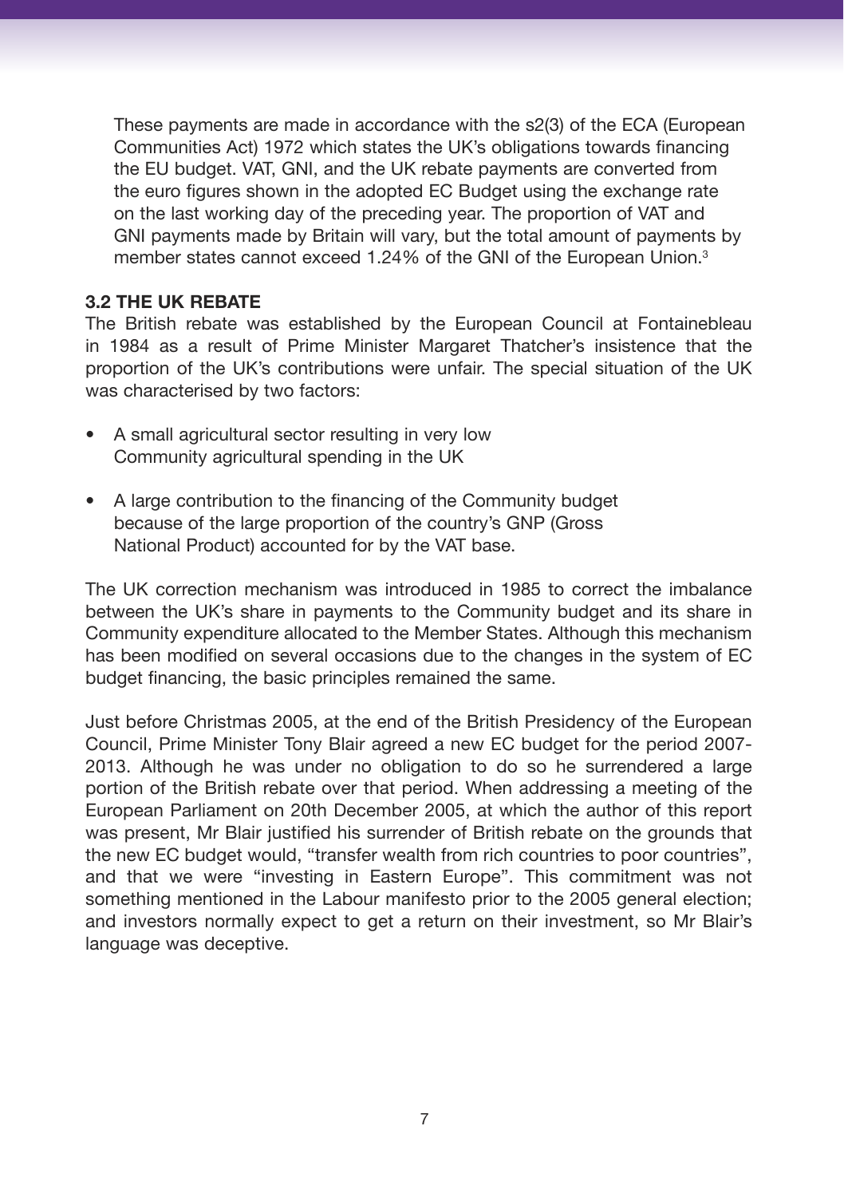These payments are made in accordance with the s2(3) of the ECA (European Communities Act) 1972 which states the UK's obligations towards financing the EU budget. VAT, GNI, and the UK rebate payments are converted from the euro figures shown in the adopted EC Budget using the exchange rate on the last working day of the preceding year. The proportion of VAT and GNI payments made by Britain will vary, but the total amount of payments by member states cannot exceed 1.24% of the GNI of the European Union.[3]

### 3.2 THE UK REBATE

The British rebate was established by the European Council at Fontainebleau in 1984 as a result of Prime Minister Margaret Thatcher's insistence that the proportion of the UK's contributions were unfair. The special situation of the UK was characterised by two factors:

- A small agricultural sector resulting in very low Community agricultural spending in the UK
- A large contribution to the financing of the Community budget because of the large proportion of the country's GNP (Gross National Product) accounted for by the VAT base.

The UK correction mechanism was introduced in 1985 to correct the imbalance between the UK's share in payments to the Community budget and its share in Community expenditure allocated to the Member States. Although this mechanism has been modified on several occasions due to the changes in the system of EC budget financing, the basic principles remained the same.

Just before Christmas 2005, at the end of the British Presidency of the European Council, Prime Minister Tony Blair agreed a new EC budget for the period 2007-2013. Although he was under no obligation to do so he surrendered a large portion of the British rebate over that period. When addressing a meeting of the European Parliament on 20th December 2005, at which the author of this report was present, Mr Blair justified his surrender of British rebate on the grounds that the new EC budget would, "transfer wealth from rich countries to poor countries", and that we were "investing in Eastern Europe". This commitment was not something mentioned in the Labour manifesto prior to the 2005 general election; and investors normally expect to get a return on their investment, so Mr Blair's language was deceptive.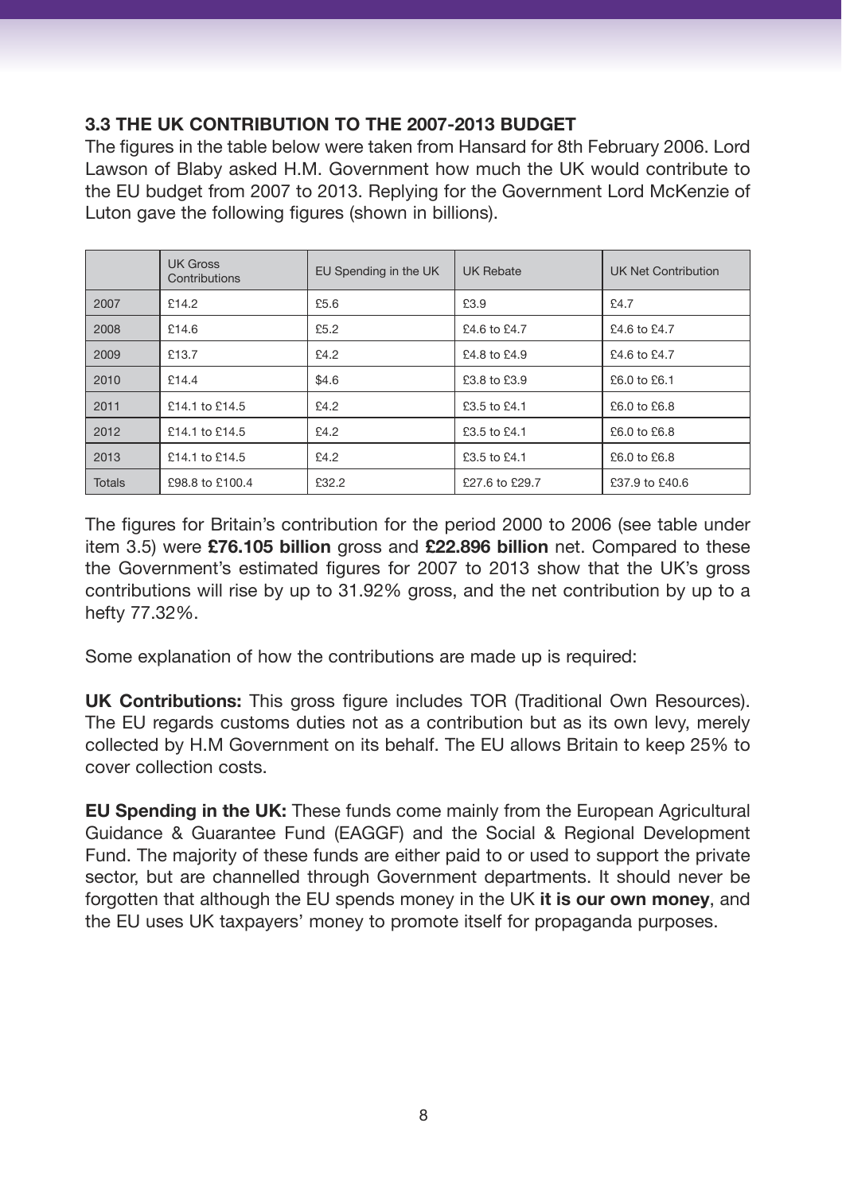### 3.3 THE UK CONTRIBUTION TO THE 2007-2013 BUDGET

The figures in the table below were taken from Hansard for 8th February 2006. Lord Lawson of Blaby asked H.M. Government how much the UK would contribute to the EU budget from 2007 to 2013. Replying for the Government Lord McKenzie of Luton gave the following figures (shown in billions).

| | UK Gross Contributions | EU Spending in the UK | UK Rebate | UK Net Contribution |
|---|---|---|---|---|
| 2007 | £14.2 | £5.6 | £3.9 | £4.7 |
| 2008 | £14.6 | £5.2 | £4.6 to £4.7 | £4.6 to £4.7 |
| 2009 | £13.7 | £4.2 | £4.8 to £4.9 | £4.6 to £4.7 |
| 2010 | £14.4 | $4.6 | £3.8 to £3.9 | £6.0 to £6.1 |
| 2011 | £14.1 to £14.5 | £4.2 | £3.5 to £4.1 | £6.0 to £6.8 |
| 2012 | £14.1 to £14.5 | £4.2 | £3.5 to £4.1 | £6.0 to £6.8 |
| 2013 | £14.1 to £14.5 | £4.2 | £3.5 to £4.1 | £6.0 to £6.8 |
| Totals | £98.8 to £100.4 | £32.2 | £27.6 to £29.7 | £37.9 to £40.6 |

The figures for Britain's contribution for the period 2000 to 2006 (see table under item 3.5) were **£76.105 billion** gross and **£22.896 billion** net. Compared to these the Government's estimated figures for 2007 to 2013 show that the UK's gross contributions will rise by up to 31.92% gross, and the net contribution by up to a hefty 77.32%.

Some explanation of how the contributions are made up is required:

**UK Contributions:** This gross figure includes TOR (Traditional Own Resources). The EU regards customs duties not as a contribution but as its own levy, merely collected by H.M Government on its behalf. The EU allows Britain to keep 25% to cover collection costs.

**EU Spending in the UK:** These funds come mainly from the European Agricultural Guidance & Guarantee Fund (EAGGF) and the Social & Regional Development Fund. The majority of these funds are either paid to or used to support the private sector, but are channelled through Government departments. It should never be forgotten that although the EU spends money in the UK **it is our own money**, and the EU uses UK taxpayers' money to promote itself for propaganda purposes.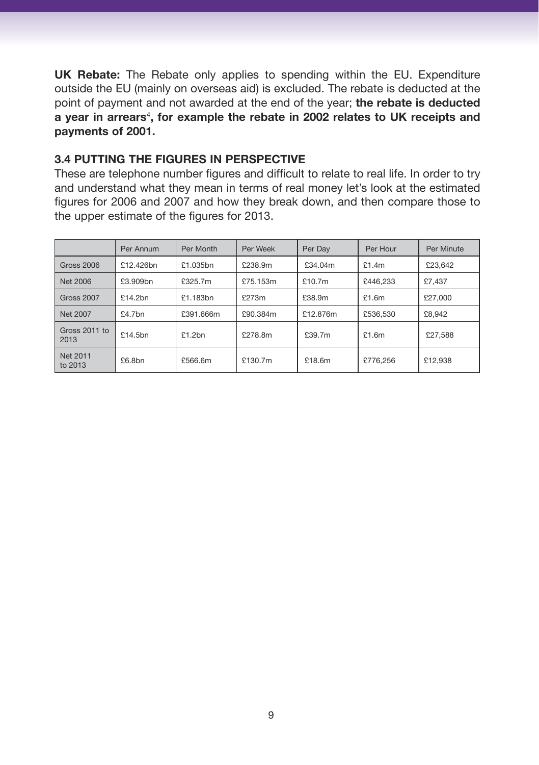**UK Rebate:** The Rebate only applies to spending within the EU. Expenditure outside the EU (mainly on overseas aid) is excluded. The rebate is deducted at the point of payment and not awarded at the end of the year; **the rebate is deducted a year in arrears[4], for example the rebate in 2002 relates to UK receipts and payments of 2001.**

### 3.4 PUTTING THE FIGURES IN PERSPECTIVE

These are telephone number figures and difficult to relate to real life. In order to try and understand what they mean in terms of real money let's look at the estimated figures for 2006 and 2007 and how they break down, and then compare those to the upper estimate of the figures for 2013.

| | Per Annum | Per Month | Per Week | Per Day | Per Hour | Per Minute |
|---|---|---|---|---|---|---|
| Gross 2006 | £12.426bn | £1.035bn | £238.9m | £34.04m | £1.4m | £23,642 |
| Net 2006 | £3.909bn | £325.7m | £75.153m | £10.7m | £446,233 | £7,437 |
| Gross 2007 | £14.2bn | £1.183bn | £273m | £38.9m | £1.6m | £27,000 |
| Net 2007 | £4.7bn | £391.666m | £90.384m | £12.876m | £536,530 | £8,942 |
| Gross 2011 to 2013 | £14.5bn | £1.2bn | £278.8m | £39.7m | £1.6m | £27,588 |
| Net 2011 to 2013 | £6.8bn | £566.6m | £130.7m | £18.6m | £776,256 | £12,938 |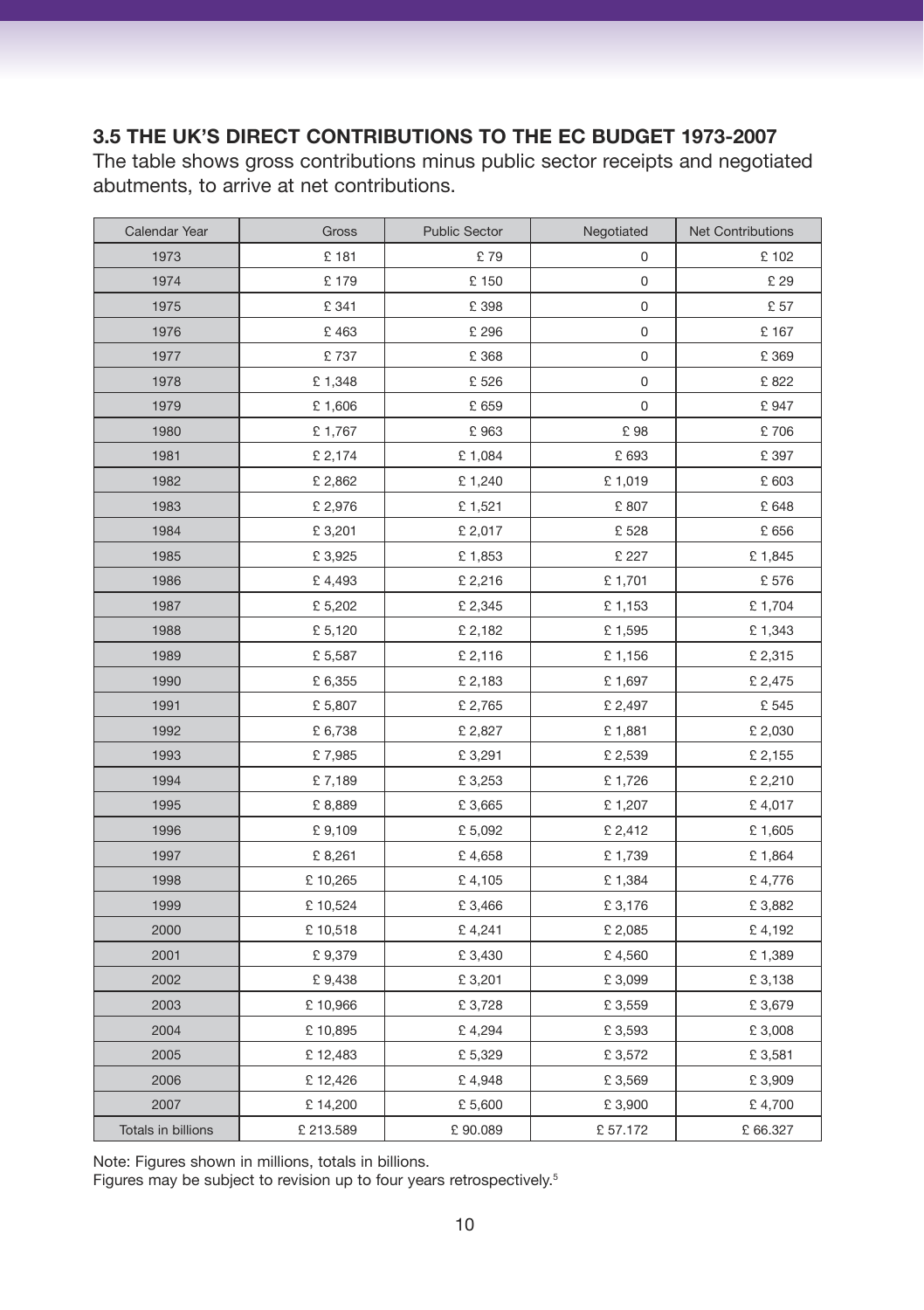### 3.5 THE UK'S DIRECT CONTRIBUTIONS TO THE EC BUDGET 1973-2007

The table shows gross contributions minus public sector receipts and negotiated abutments, to arrive at net contributions.

| Calendar Year | Gross | Public Sector | Negotiated | Net Contributions |
|---|---|---|---|---|
| 1973 | £ 181 | £ 79 | 0 | £ 102 |
| 1974 | £ 179 | £ 150 | 0 | £ 29 |
| 1975 | £ 341 | £ 398 | 0 | £ 57 |
| 1976 | £ 463 | £ 296 | 0 | £ 167 |
| 1977 | £ 737 | £ 368 | 0 | £ 369 |
| 1978 | £ 1,348 | £ 526 | 0 | £ 822 |
| 1979 | £ 1,606 | £ 659 | 0 | £ 947 |
| 1980 | £ 1,767 | £ 963 | £ 98 | £ 706 |
| 1981 | £ 2,174 | £ 1,084 | £ 693 | £ 397 |
| 1982 | £ 2,862 | £ 1,240 | £ 1,019 | £ 603 |
| 1983 | £ 2,976 | £ 1,521 | £ 807 | £ 648 |
| 1984 | £ 3,201 | £ 2,017 | £ 528 | £ 656 |
| 1985 | £ 3,925 | £ 1,853 | £ 227 | £ 1,845 |
| 1986 | £ 4,493 | £ 2,216 | £ 1,701 | £ 576 |
| 1987 | £ 5,202 | £ 2,345 | £ 1,153 | £ 1,704 |
| 1988 | £ 5,120 | £ 2,182 | £ 1,595 | £ 1,343 |
| 1989 | £ 5,587 | £ 2,116 | £ 1,156 | £ 2,315 |
| 1990 | £ 6,355 | £ 2,183 | £ 1,697 | £ 2,475 |
| 1991 | £ 5,807 | £ 2,765 | £ 2,497 | £ 545 |
| 1992 | £ 6,738 | £ 2,827 | £ 1,881 | £ 2,030 |
| 1993 | £ 7,985 | £ 3,291 | £ 2,539 | £ 2,155 |
| 1994 | £ 7,189 | £ 3,253 | £ 1,726 | £ 2,210 |
| 1995 | £ 8,889 | £ 3,665 | £ 1,207 | £ 4,017 |
| 1996 | £ 9,109 | £ 5,092 | £ 2,412 | £ 1,605 |
| 1997 | £ 8,261 | £ 4,658 | £ 1,739 | £ 1,864 |
| 1998 | £ 10,265 | £ 4,105 | £ 1,384 | £ 4,776 |
| 1999 | £ 10,524 | £ 3,466 | £ 3,176 | £ 3,882 |
| 2000 | £ 10,518 | £ 4,241 | £ 2,085 | £ 4,192 |
| 2001 | £ 9,379 | £ 3,430 | £ 4,560 | £ 1,389 |
| 2002 | £ 9,438 | £ 3,201 | £ 3,099 | £ 3,138 |
| 2003 | £ 10,966 | £ 3,728 | £ 3,559 | £ 3,679 |
| 2004 | £ 10,895 | £ 4,294 | £ 3,593 | £ 3,008 |
| 2005 | £ 12,483 | £ 5,329 | £ 3,572 | £ 3,581 |
| 2006 | £ 12,426 | £ 4,948 | £ 3,569 | £ 3,909 |
| 2007 | £ 14,200 | £ 5,600 | £ 3,900 | £ 4,700 |
| Totals in billions | £ 213.589 | £ 90.089 | £ 57.172 | £ 66.327 |

Note: Figures shown in millions, totals in billions.
Figures may be subject to revision up to four years retrospectively.[5]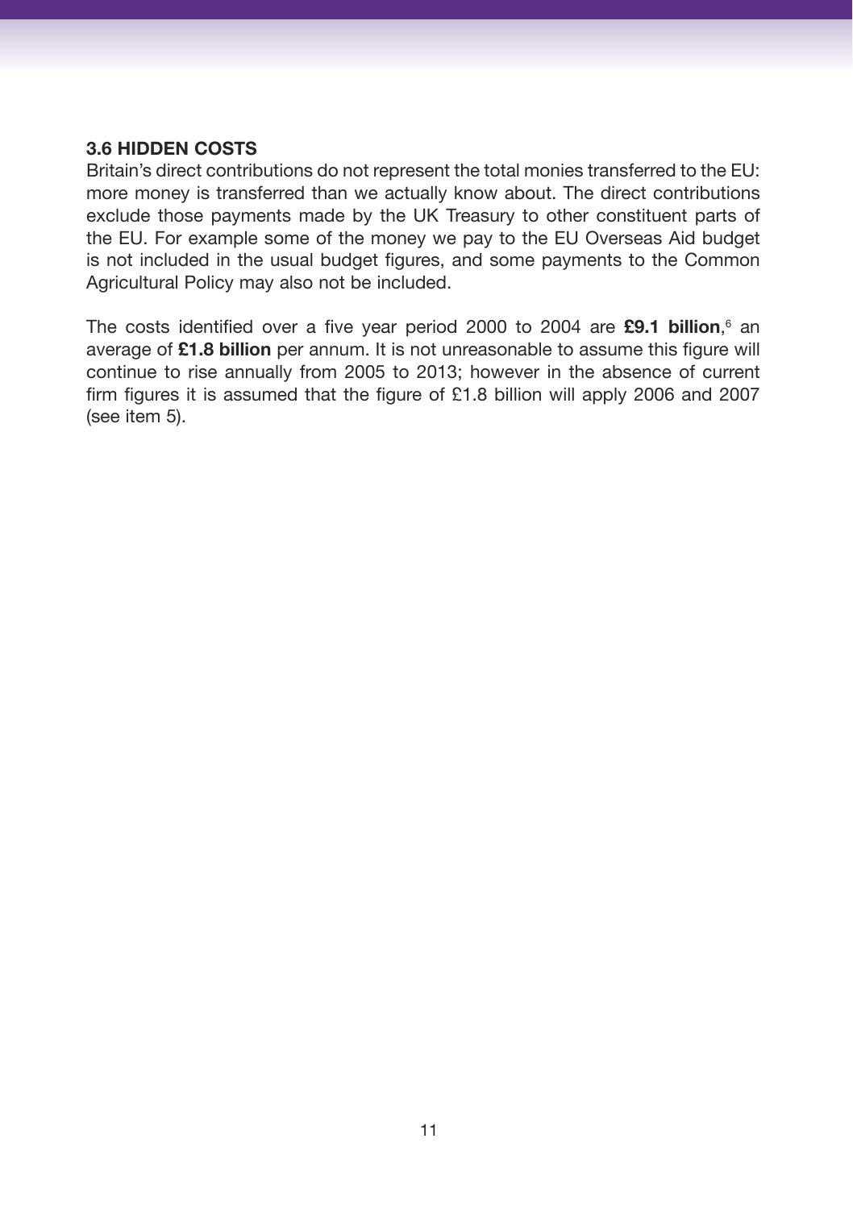### 3.6 HIDDEN COSTS

Britain's direct contributions do not represent the total monies transferred to the EU: more money is transferred than we actually know about. The direct contributions exclude those payments made by the UK Treasury to other constituent parts of the EU. For example some of the money we pay to the EU Overseas Aid budget is not included in the usual budget figures, and some payments to the Common Agricultural Policy may also not be included.

The costs identified over a five year period 2000 to 2004 are **£9.1 billion**,[6] an average of **£1.8 billion** per annum. It is not unreasonable to assume this figure will continue to rise annually from 2005 to 2013; however in the absence of current firm figures it is assumed that the figure of £1.8 billion will apply 2006 and 2007 (see item 5).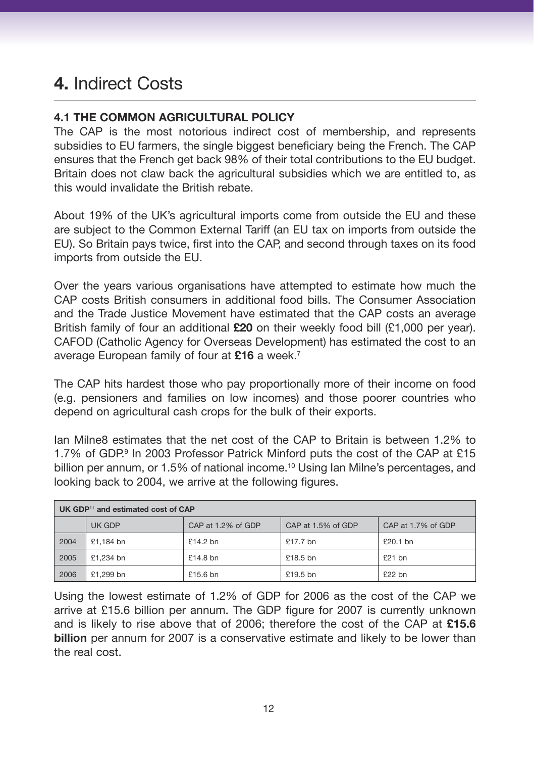# 4. Indirect Costs

## 4.1 THE COMMON AGRICULTURAL POLICY

The CAP is the most notorious indirect cost of membership, and represents subsidies to EU farmers, the single biggest beneficiary being the French. The CAP ensures that the French get back 98% of their total contributions to the EU budget. Britain does not claw back the agricultural subsidies which we are entitled to, as this would invalidate the British rebate.

About 19% of the UK's agricultural imports come from outside the EU and these are subject to the Common External Tariff (an EU tax on imports from outside the EU). So Britain pays twice, first into the CAP, and second through taxes on its food imports from outside the EU.

Over the years various organisations have attempted to estimate how much the CAP costs British consumers in additional food bills. The Consumer Association and the Trade Justice Movement have estimated that the CAP costs an average British family of four an additional **£20** on their weekly food bill (£1,000 per year). CAFOD (Catholic Agency for Overseas Development) has estimated the cost to an average European family of four at **£16** a week.[7]

The CAP hits hardest those who pay proportionally more of their income on food (e.g. pensioners and families on low incomes) and those poorer countries who depend on agricultural cash crops for the bulk of their exports.

Ian Milne8 estimates that the net cost of the CAP to Britain is between 1.2% to 1.7% of GDP.[9] In 2003 Professor Patrick Minford puts the cost of the CAP at £15 billion per annum, or 1.5% of national income.[10] Using Ian Milne's percentages, and looking back to 2004, we arrive at the following figures.

| UK GDP[11] and estimated cost of CAP | | | | |
|---|---|---|---|---|
| | UK GDP | CAP at 1.2% of GDP | CAP at 1.5% of GDP | CAP at 1.7% of GDP |
| 2004 | £1,184 bn | £14.2 bn | £17.7 bn | £20.1 bn |
| 2005 | £1,234 bn | £14.8 bn | £18.5 bn | £21 bn |
| 2006 | £1,299 bn | £15.6 bn | £19.5 bn | £22 bn |

Using the lowest estimate of 1.2% of GDP for 2006 as the cost of the CAP we arrive at £15.6 billion per annum. The GDP figure for 2007 is currently unknown and is likely to rise above that of 2006; therefore the cost of the CAP at **£15.6 billion** per annum for 2007 is a conservative estimate and likely to be lower than the real cost.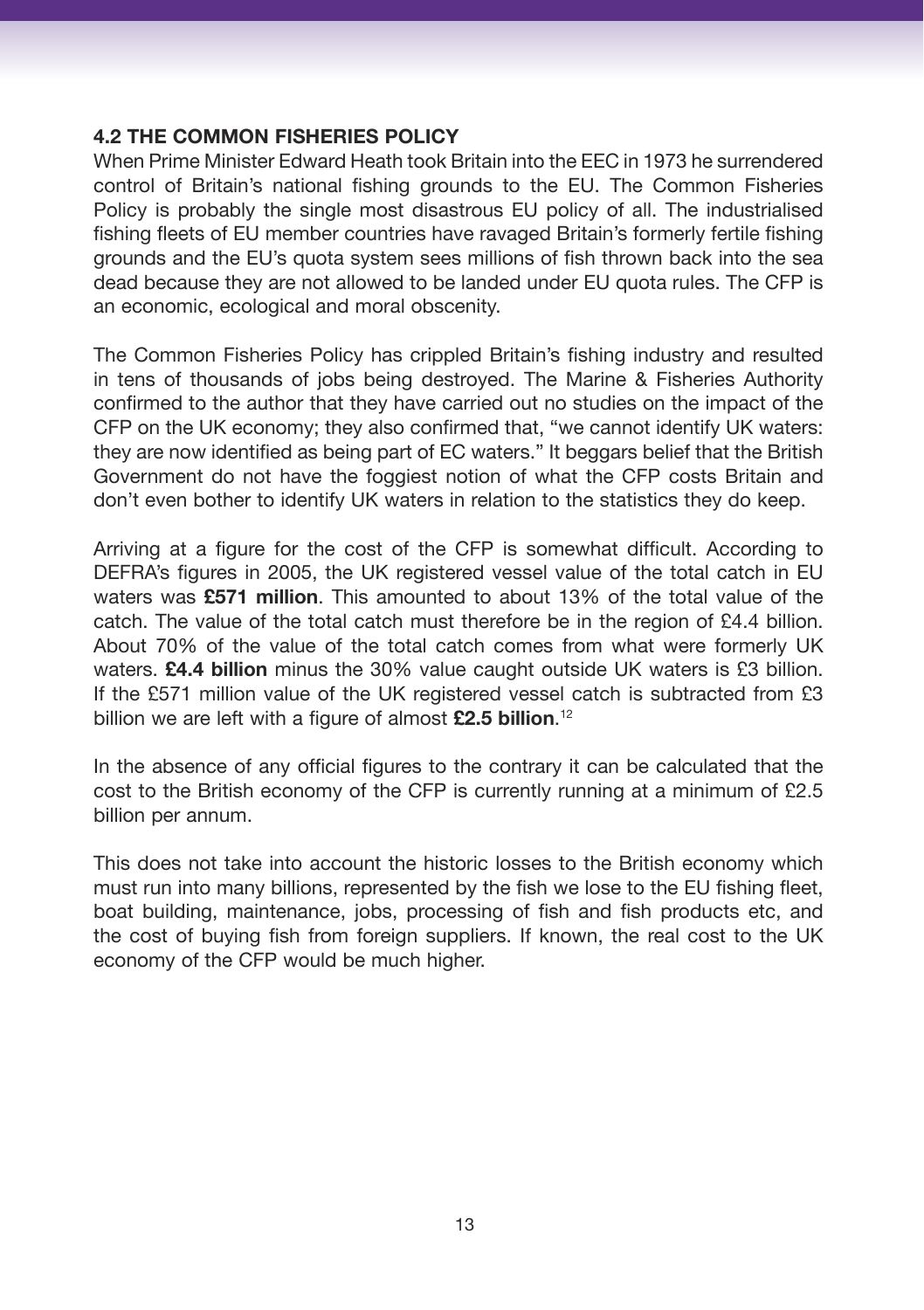### 4.2 THE COMMON FISHERIES POLICY

When Prime Minister Edward Heath took Britain into the EEC in 1973 he surrendered control of Britain's national fishing grounds to the EU. The Common Fisheries Policy is probably the single most disastrous EU policy of all. The industrialised fishing fleets of EU member countries have ravaged Britain's formerly fertile fishing grounds and the EU's quota system sees millions of fish thrown back into the sea dead because they are not allowed to be landed under EU quota rules. The CFP is an economic, ecological and moral obscenity.

The Common Fisheries Policy has crippled Britain's fishing industry and resulted in tens of thousands of jobs being destroyed. The Marine & Fisheries Authority confirmed to the author that they have carried out no studies on the impact of the CFP on the UK economy; they also confirmed that, "we cannot identify UK waters: they are now identified as being part of EC waters." It beggars belief that the British Government do not have the foggiest notion of what the CFP costs Britain and don't even bother to identify UK waters in relation to the statistics they do keep.

Arriving at a figure for the cost of the CFP is somewhat difficult. According to DEFRA's figures in 2005, the UK registered vessel value of the total catch in EU waters was **£571 million**. This amounted to about 13% of the total value of the catch. The value of the total catch must therefore be in the region of £4.4 billion. About 70% of the value of the total catch comes from what were formerly UK waters. **£4.4 billion** minus the 30% value caught outside UK waters is £3 billion. If the £571 million value of the UK registered vessel catch is subtracted from £3 billion we are left with a figure of almost **£2.5 billion**.[12]

In the absence of any official figures to the contrary it can be calculated that the cost to the British economy of the CFP is currently running at a minimum of £2.5 billion per annum.

This does not take into account the historic losses to the British economy which must run into many billions, represented by the fish we lose to the EU fishing fleet, boat building, maintenance, jobs, processing of fish and fish products etc, and the cost of buying fish from foreign suppliers. If known, the real cost to the UK economy of the CFP would be much higher.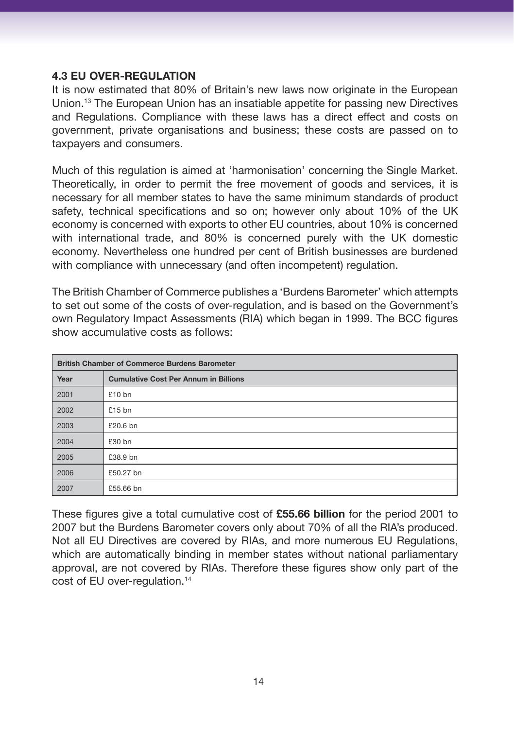### 4.3 EU OVER-REGULATION

It is now estimated that 80% of Britain's new laws now originate in the European Union.[13] The European Union has an insatiable appetite for passing new Directives and Regulations. Compliance with these laws has a direct effect and costs on government, private organisations and business; these costs are passed on to taxpayers and consumers.

Much of this regulation is aimed at 'harmonisation' concerning the Single Market. Theoretically, in order to permit the free movement of goods and services, it is necessary for all member states to have the same minimum standards of product safety, technical specifications and so on; however only about 10% of the UK economy is concerned with exports to other EU countries, about 10% is concerned with international trade, and 80% is concerned purely with the UK domestic economy. Nevertheless one hundred per cent of British businesses are burdened with compliance with unnecessary (and often incompetent) regulation.

The British Chamber of Commerce publishes a 'Burdens Barometer' which attempts to set out some of the costs of over-regulation, and is based on the Government's own Regulatory Impact Assessments (RIA) which began in 1999. The BCC figures show accumulative costs as follows:

| British Chamber of Commerce Burdens Barometer | |
|---|---|
| **Year** | **Cumulative Cost Per Annum in Billions** |
| 2001 | £10 bn |
| 2002 | £15 bn |
| 2003 | £20.6 bn |
| 2004 | £30 bn |
| 2005 | £38.9 bn |
| 2006 | £50.27 bn |
| 2007 | £55.66 bn |

These figures give a total cumulative cost of **£55.66 billion** for the period 2001 to 2007 but the Burdens Barometer covers only about 70% of all the RIA's produced. Not all EU Directives are covered by RIAs, and more numerous EU Regulations, which are automatically binding in member states without national parliamentary approval, are not covered by RIAs. Therefore these figures show only part of the cost of EU over-regulation.[14]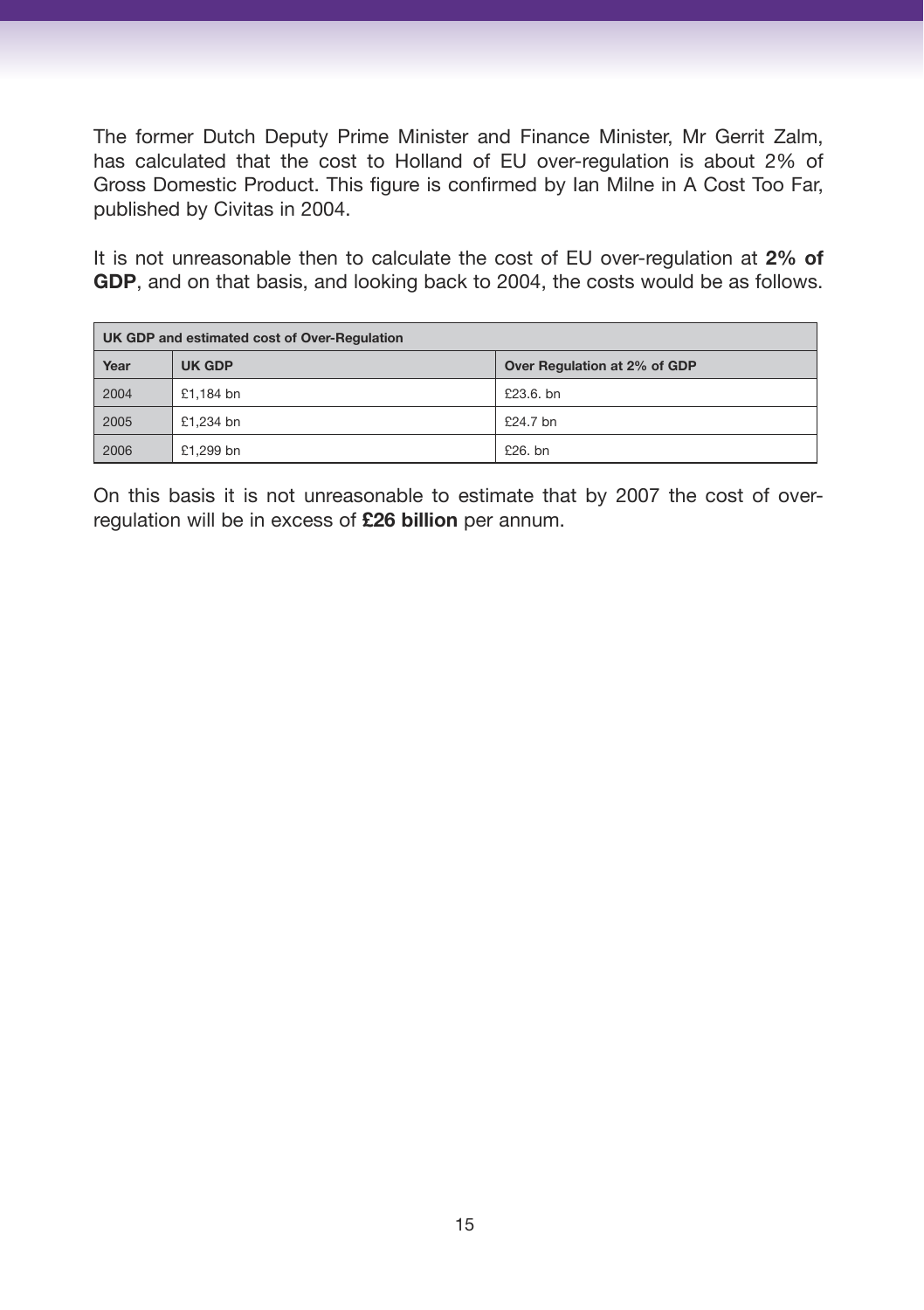The former Dutch Deputy Prime Minister and Finance Minister, Mr Gerrit Zalm, has calculated that the cost to Holland of EU over-regulation is about 2% of Gross Domestic Product. This figure is confirmed by Ian Milne in A Cost Too Far, published by Civitas in 2004.

It is not unreasonable then to calculate the cost of EU over-regulation at **2% of GDP**, and on that basis, and looking back to 2004, the costs would be as follows.

| UK GDP and estimated cost of Over-Regulation | | |
|---|---|---|
| **Year** | **UK GDP** | **Over Regulation at 2% of GDP** |
| 2004 | £1,184 bn | £23.6. bn |
| 2005 | £1,234 bn | £24.7 bn |
| 2006 | £1,299 bn | £26. bn |

On this basis it is not unreasonable to estimate that by 2007 the cost of over-regulation will be in excess of **£26 billion** per annum.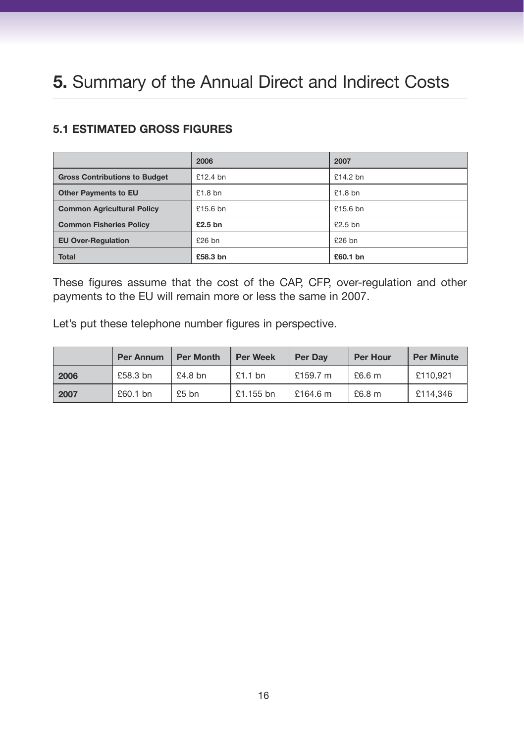# **5.** Summary of the Annual Direct and Indirect Costs

### 5.1 ESTIMATED GROSS FIGURES

| | 2006 | 2007 |
|---|---|---|
| **Gross Contributions to Budget** | £12.4 bn | £14.2 bn |
| **Other Payments to EU** | £1.8 bn | £1.8 bn |
| **Common Agricultural Policy** | £15.6 bn | £15.6 bn |
| **Common Fisheries Policy** | **£2.5 bn** | £2.5 bn |
| **EU Over-Regulation** | £26 bn | £26 bn |
| **Total** | **£58.3 bn** | **£60.1 bn** |

These figures assume that the cost of the CAP, CFP, over-regulation and other payments to the EU will remain more or less the same in 2007.

Let's put these telephone number figures in perspective.

| | Per Annum | Per Month | Per Week | Per Day | Per Hour | Per Minute |
|---|---|---|---|---|---|---|
| **2006** | £58.3 bn | £4.8 bn | £1.1 bn | £159.7 m | £6.6 m | £110,921 |
| **2007** | £60.1 bn | £5 bn | £1.155 bn | £164.6 m | £6.8 m | £114,346 |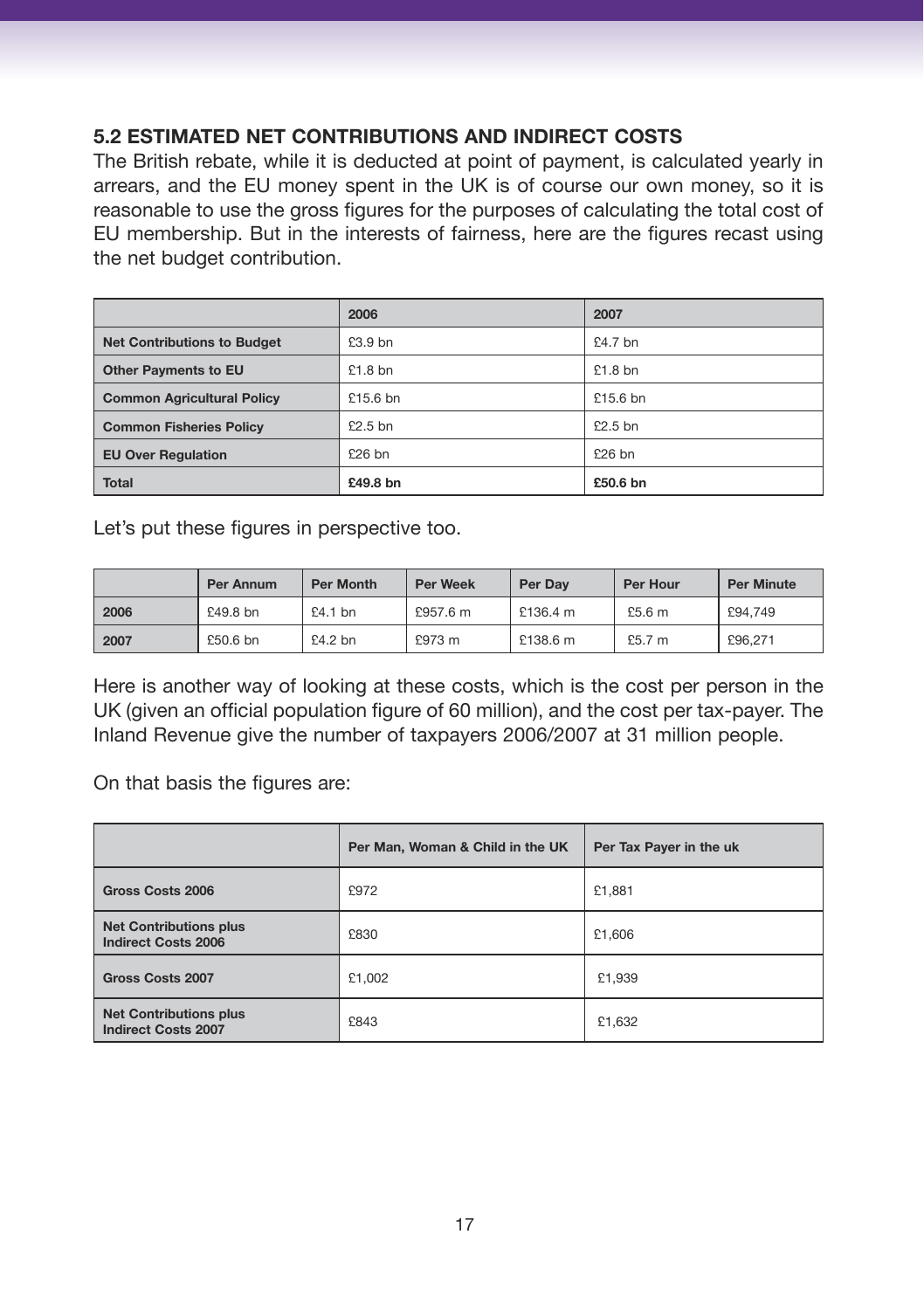### 5.2 ESTIMATED NET CONTRIBUTIONS AND INDIRECT COSTS

The British rebate, while it is deducted at point of payment, is calculated yearly in arrears, and the EU money spent in the UK is of course our own money, so it is reasonable to use the gross figures for the purposes of calculating the total cost of EU membership. But in the interests of fairness, here are the figures recast using the net budget contribution.

| | 2006 | 2007 |
|---|---|---|
| **Net Contributions to Budget** | £3.9 bn | £4.7 bn |
| **Other Payments to EU** | £1.8 bn | £1.8 bn |
| **Common Agricultural Policy** | £15.6 bn | £15.6 bn |
| **Common Fisheries Policy** | £2.5 bn | £2.5 bn |
| **EU Over Regulation** | £26 bn | £26 bn |
| **Total** | **£49.8 bn** | **£50.6 bn** |

Let's put these figures in perspective too.

| | Per Annum | Per Month | Per Week | Per Day | Per Hour | Per Minute |
|---|---|---|---|---|---|---|
| **2006** | £49.8 bn | £4.1 bn | £957.6 m | £136.4 m | £5.6 m | £94,749 |
| **2007** | £50.6 bn | £4.2 bn | £973 m | £138.6 m | £5.7 m | £96,271 |

Here is another way of looking at these costs, which is the cost per person in the UK (given an official population figure of 60 million), and the cost per tax-payer. The Inland Revenue give the number of taxpayers 2006/2007 at 31 million people.

On that basis the figures are:

| | Per Man, Woman & Child in the UK | Per Tax Payer in the uk |
|---|---|---|
| **Gross Costs 2006** | £972 | £1,881 |
| **Net Contributions plus Indirect Costs 2006** | £830 | £1,606 |
| **Gross Costs 2007** | £1,002 | £1,939 |
| **Net Contributions plus Indirect Costs 2007** | £843 | £1,632 |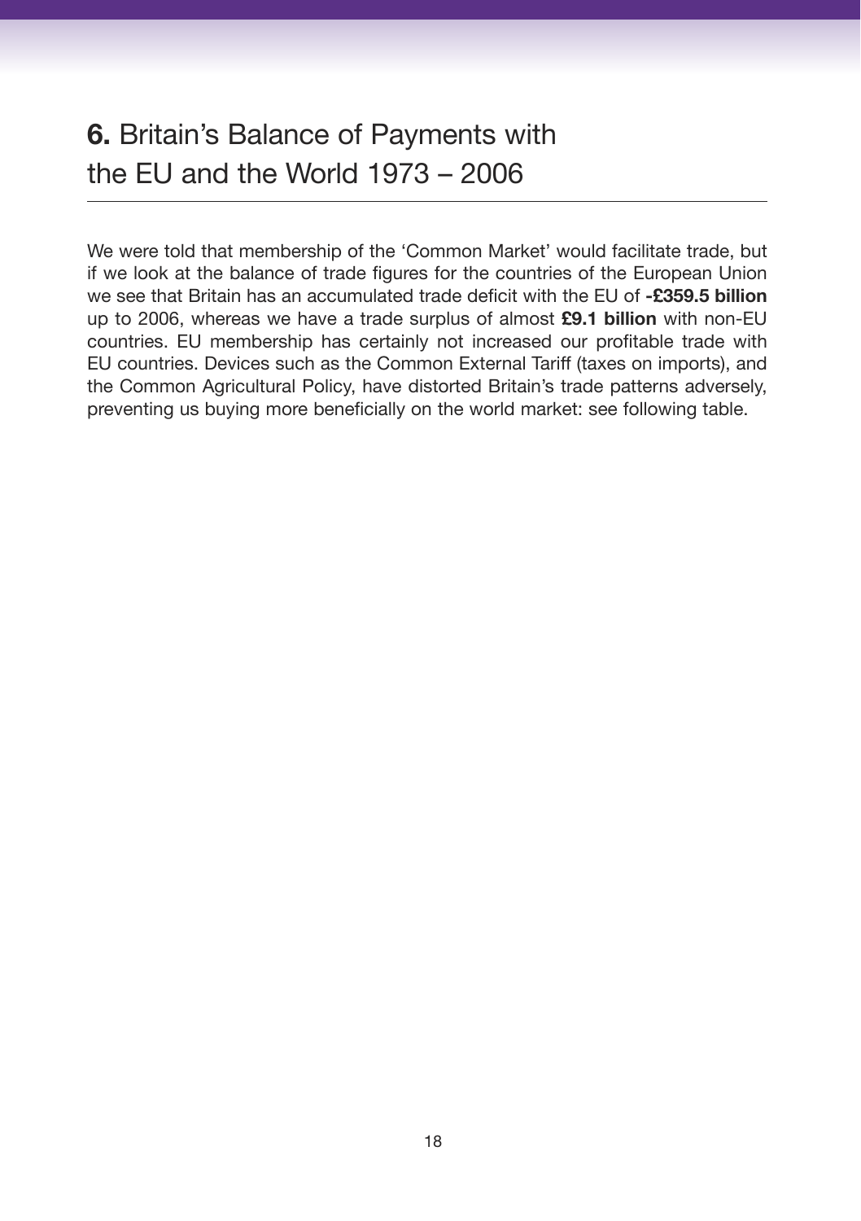## **6.** Britain's Balance of Payments with the EU and the World 1973 – 2006

We were told that membership of the 'Common Market' would facilitate trade, but if we look at the balance of trade figures for the countries of the European Union we see that Britain has an accumulated trade deficit with the EU of **-£359.5 billion** up to 2006, whereas we have a trade surplus of almost **£9.1 billion** with non-EU countries. EU membership has certainly not increased our profitable trade with EU countries. Devices such as the Common External Tariff (taxes on imports), and the Common Agricultural Policy, have distorted Britain's trade patterns adversely, preventing us buying more beneficially on the world market: see following table.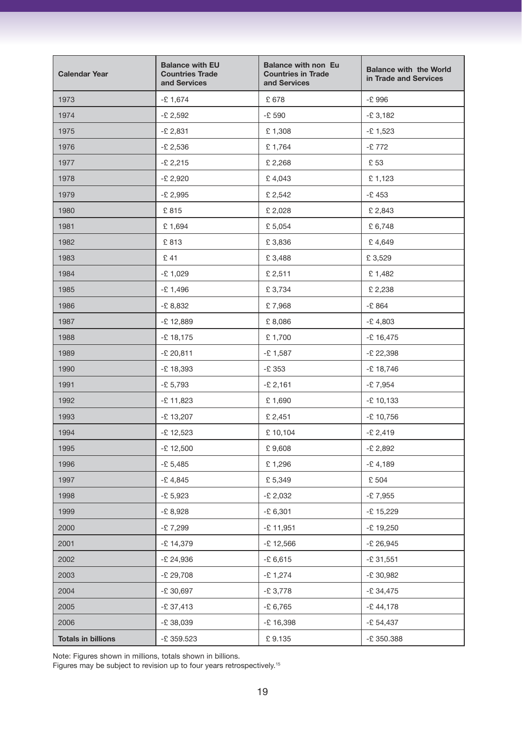| Calendar Year | Balance with EU Countries Trade and Services | Balance with non Eu Countries in Trade and Services | Balance with the World in Trade and Services |
|---|---|---|---|
| 1973 | -£ 1,674 | £ 678 | -£ 996 |
| 1974 | -£ 2,592 | -£ 590 | -£ 3,182 |
| 1975 | -£ 2,831 | £ 1,308 | -£ 1,523 |
| 1976 | -£ 2,536 | £ 1,764 | -£ 772 |
| 1977 | -£ 2,215 | £ 2,268 | £ 53 |
| 1978 | -£ 2,920 | £ 4,043 | £ 1,123 |
| 1979 | -£ 2,995 | £ 2,542 | -£ 453 |
| 1980 | £ 815 | £ 2,028 | £ 2,843 |
| 1981 | £ 1,694 | £ 5,054 | £ 6,748 |
| 1982 | £ 813 | £ 3,836 | £ 4,649 |
| 1983 | £ 41 | £ 3,488 | £ 3,529 |
| 1984 | -£ 1,029 | £ 2,511 | £ 1,482 |
| 1985 | -£ 1,496 | £ 3,734 | £ 2,238 |
| 1986 | -£ 8,832 | £ 7,968 | -£ 864 |
| 1987 | -£ 12,889 | £ 8,086 | -£ 4,803 |
| 1988 | -£ 18,175 | £ 1,700 | -£ 16,475 |
| 1989 | -£ 20,811 | -£ 1,587 | -£ 22,398 |
| 1990 | -£ 18,393 | -£ 353 | -£ 18,746 |
| 1991 | -£ 5,793 | -£ 2,161 | -£ 7,954 |
| 1992 | -£ 11,823 | £ 1,690 | -£ 10,133 |
| 1993 | -£ 13,207 | £ 2,451 | -£ 10,756 |
| 1994 | -£ 12,523 | £ 10,104 | -£ 2,419 |
| 1995 | -£ 12,500 | £ 9,608 | -£ 2,892 |
| 1996 | -£ 5,485 | £ 1,296 | -£ 4,189 |
| 1997 | -£ 4,845 | £ 5,349 | £ 504 |
| 1998 | -£ 5,923 | -£ 2,032 | -£ 7,955 |
| 1999 | -£ 8,928 | -£ 6,301 | -£ 15,229 |
| 2000 | -£ 7,299 | -£ 11,951 | -£ 19,250 |
| 2001 | -£ 14,379 | -£ 12,566 | -£ 26,945 |
| 2002 | -£ 24,936 | -£ 6,615 | -£ 31,551 |
| 2003 | -£ 29,708 | -£ 1,274 | -£ 30,982 |
| 2004 | -£ 30,697 | -£ 3,778 | -£ 34,475 |
| 2005 | -£ 37,413 | -£ 6,765 | -£ 44,178 |
| 2006 | -£ 38,039 | -£ 16,398 | -£ 54,437 |
| **Totals in billions** | -£ 359.523 | £ 9.135 | -£ 350.388 |

Note: Figures shown in millions, totals shown in billions.
Figures may be subject to revision up to four years retrospectively.[15]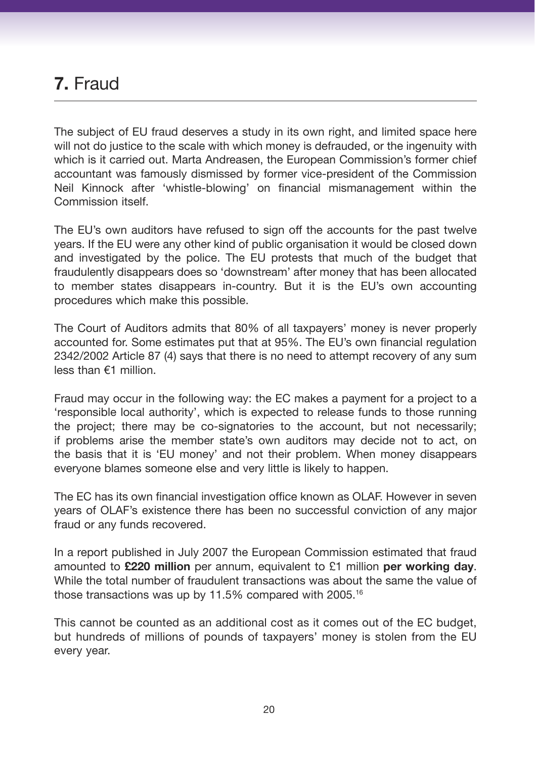## 7. Fraud

The subject of EU fraud deserves a study in its own right, and limited space here will not do justice to the scale with which money is defrauded, or the ingenuity with which is it carried out. Marta Andreasen, the European Commission's former chief accountant was famously dismissed by former vice-president of the Commission Neil Kinnock after 'whistle-blowing' on financial mismanagement within the Commission itself.

The EU's own auditors have refused to sign off the accounts for the past twelve years. If the EU were any other kind of public organisation it would be closed down and investigated by the police. The EU protests that much of the budget that fraudulently disappears does so 'downstream' after money that has been allocated to member states disappears in-country. But it is the EU's own accounting procedures which make this possible.

The Court of Auditors admits that 80% of all taxpayers' money is never properly accounted for. Some estimates put that at 95%. The EU's own financial regulation 2342/2002 Article 87 (4) says that there is no need to attempt recovery of any sum less than €1 million.

Fraud may occur in the following way: the EC makes a payment for a project to a 'responsible local authority', which is expected to release funds to those running the project; there may be co-signatories to the account, but not necessarily; if problems arise the member state's own auditors may decide not to act, on the basis that it is 'EU money' and not their problem. When money disappears everyone blames someone else and very little is likely to happen.

The EC has its own financial investigation office known as OLAF. However in seven years of OLAF's existence there has been no successful conviction of any major fraud or any funds recovered.

In a report published in July 2007 the European Commission estimated that fraud amounted to **£220 million** per annum, equivalent to £1 million **per working day**. While the total number of fraudulent transactions was about the same the value of those transactions was up by 11.5% compared with 2005.[16]

This cannot be counted as an additional cost as it comes out of the EC budget, but hundreds of millions of pounds of taxpayers' money is stolen from the EU every year.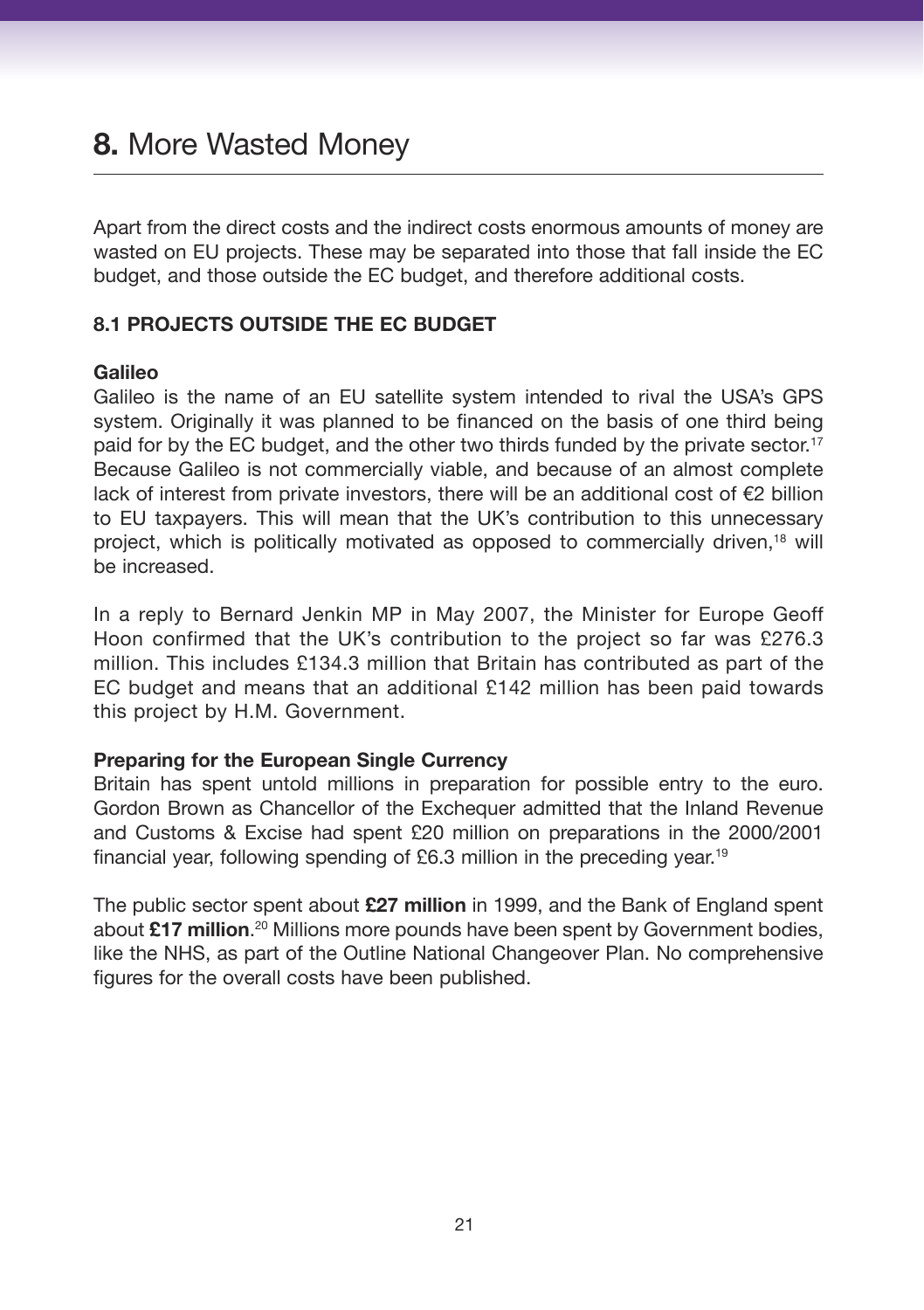# 8. More Wasted Money

Apart from the direct costs and the indirect costs enormous amounts of money are wasted on EU projects. These may be separated into those that fall inside the EC budget, and those outside the EC budget, and therefore additional costs.

## 8.1 PROJECTS OUTSIDE THE EC BUDGET

**Galileo**

Galileo is the name of an EU satellite system intended to rival the USA's GPS system. Originally it was planned to be financed on the basis of one third being paid for by the EC budget, and the other two thirds funded by the private sector.[17] Because Galileo is not commercially viable, and because of an almost complete lack of interest from private investors, there will be an additional cost of €2 billion to EU taxpayers. This will mean that the UK's contribution to this unnecessary project, which is politically motivated as opposed to commercially driven,[18] will be increased.

In a reply to Bernard Jenkin MP in May 2007, the Minister for Europe Geoff Hoon confirmed that the UK's contribution to the project so far was £276.3 million. This includes £134.3 million that Britain has contributed as part of the EC budget and means that an additional £142 million has been paid towards this project by H.M. Government.

**Preparing for the European Single Currency**

Britain has spent untold millions in preparation for possible entry to the euro. Gordon Brown as Chancellor of the Exchequer admitted that the Inland Revenue and Customs & Excise had spent £20 million on preparations in the 2000/2001 financial year, following spending of £6.3 million in the preceding year.[19]

The public sector spent about **£27 million** in 1999, and the Bank of England spent about **£17 million**.[20] Millions more pounds have been spent by Government bodies, like the NHS, as part of the Outline National Changeover Plan. No comprehensive figures for the overall costs have been published.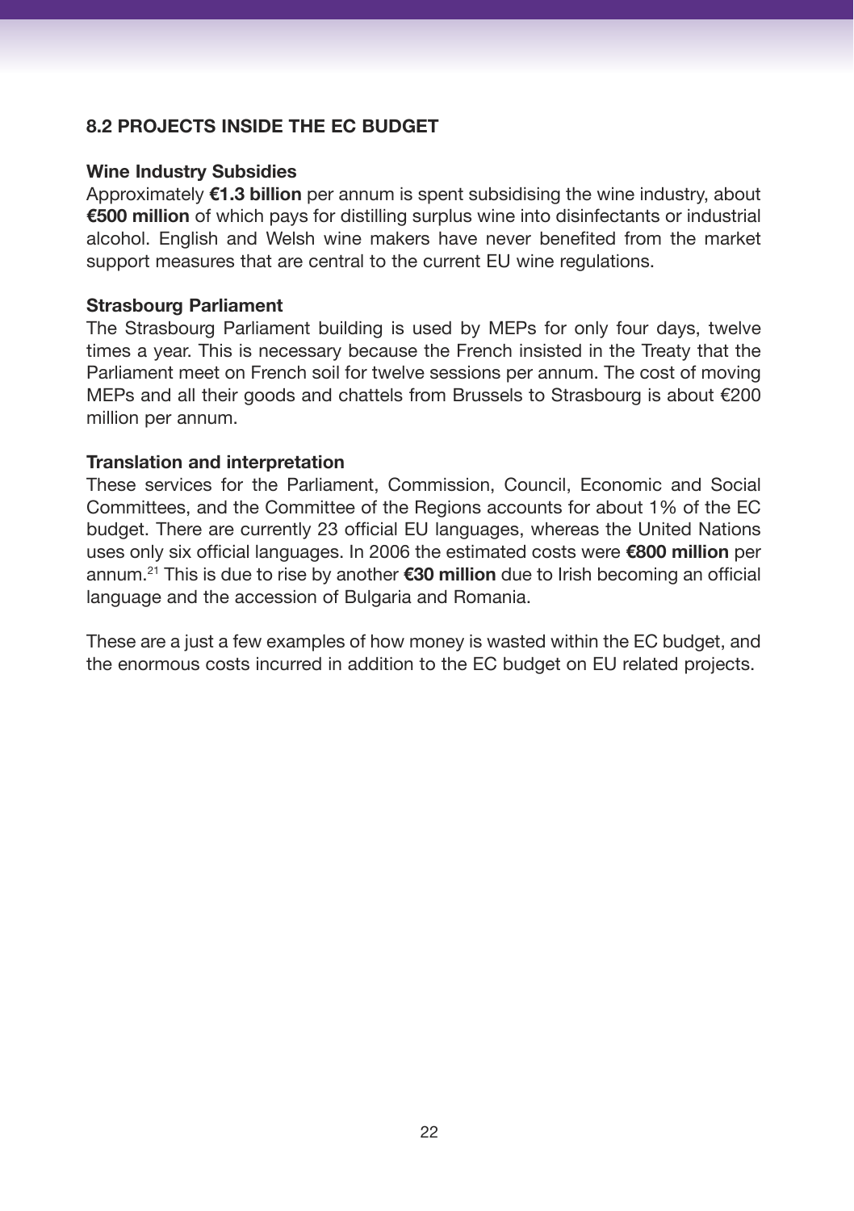## 8.2 PROJECTS INSIDE THE EC BUDGET

**Wine Industry Subsidies**

Approximately **€1.3 billion** per annum is spent subsidising the wine industry, about **€500 million** of which pays for distilling surplus wine into disinfectants or industrial alcohol. English and Welsh wine makers have never benefited from the market support measures that are central to the current EU wine regulations.

**Strasbourg Parliament**

The Strasbourg Parliament building is used by MEPs for only four days, twelve times a year. This is necessary because the French insisted in the Treaty that the Parliament meet on French soil for twelve sessions per annum. The cost of moving MEPs and all their goods and chattels from Brussels to Strasbourg is about €200 million per annum.

**Translation and interpretation**

These services for the Parliament, Commission, Council, Economic and Social Committees, and the Committee of the Regions accounts for about 1% of the EC budget. There are currently 23 official EU languages, whereas the United Nations uses only six official languages. In 2006 the estimated costs were **€800 million** per annum.[21] This is due to rise by another **€30 million** due to Irish becoming an official language and the accession of Bulgaria and Romania.

These are a just a few examples of how money is wasted within the EC budget, and the enormous costs incurred in addition to the EC budget on EU related projects.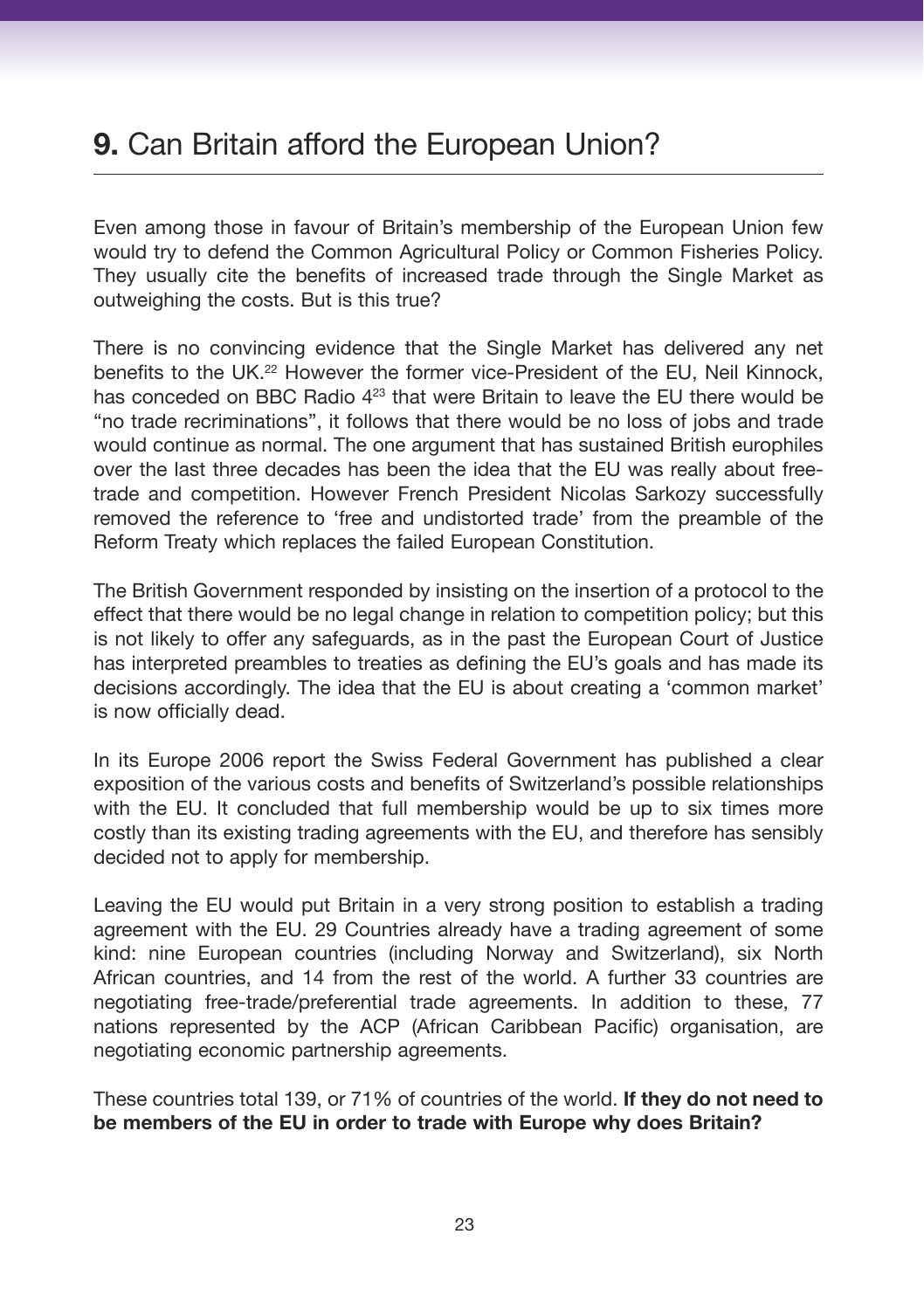## **9.** Can Britain afford the European Union?

Even among those in favour of Britain's membership of the European Union few would try to defend the Common Agricultural Policy or Common Fisheries Policy. They usually cite the benefits of increased trade through the Single Market as outweighing the costs. But is this true?

There is no convincing evidence that the Single Market has delivered any net benefits to the UK.[22] However the former vice-President of the EU, Neil Kinnock, has conceded on BBC Radio 4[23] that were Britain to leave the EU there would be "no trade recriminations", it follows that there would be no loss of jobs and trade would continue as normal. The one argument that has sustained British europhiles over the last three decades has been the idea that the EU was really about free-trade and competition. However French President Nicolas Sarkozy successfully removed the reference to 'free and undistorted trade' from the preamble of the Reform Treaty which replaces the failed European Constitution.

The British Government responded by insisting on the insertion of a protocol to the effect that there would be no legal change in relation to competition policy; but this is not likely to offer any safeguards, as in the past the European Court of Justice has interpreted preambles to treaties as defining the EU's goals and has made its decisions accordingly. The idea that the EU is about creating a 'common market' is now officially dead.

In its Europe 2006 report the Swiss Federal Government has published a clear exposition of the various costs and benefits of Switzerland's possible relationships with the EU. It concluded that full membership would be up to six times more costly than its existing trading agreements with the EU, and therefore has sensibly decided not to apply for membership.

Leaving the EU would put Britain in a very strong position to establish a trading agreement with the EU. 29 Countries already have a trading agreement of some kind: nine European countries (including Norway and Switzerland), six North African countries, and 14 from the rest of the world. A further 33 countries are negotiating free-trade/preferential trade agreements. In addition to these, 77 nations represented by the ACP (African Caribbean Pacific) organisation, are negotiating economic partnership agreements.

These countries total 139, or 71% of countries of the world. **If they do not need to be members of the EU in order to trade with Europe why does Britain?**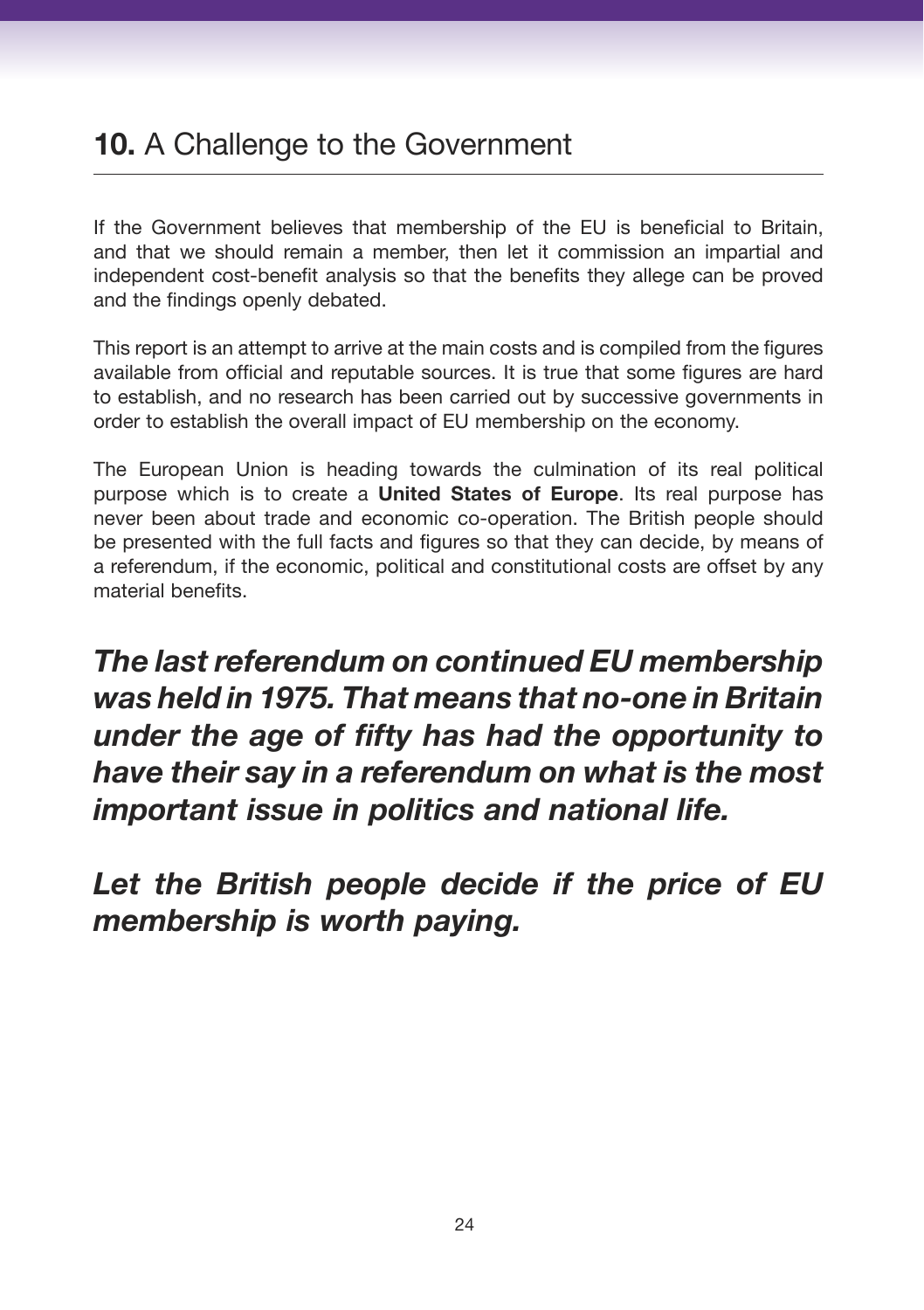## **10.** A Challenge to the Government

If the Government believes that membership of the EU is beneficial to Britain, and that we should remain a member, then let it commission an impartial and independent cost-benefit analysis so that the benefits they allege can be proved and the findings openly debated.

This report is an attempt to arrive at the main costs and is compiled from the figures available from official and reputable sources. It is true that some figures are hard to establish, and no research has been carried out by successive governments in order to establish the overall impact of EU membership on the economy.

The European Union is heading towards the culmination of its real political purpose which is to create a **United States of Europe**. Its real purpose has never been about trade and economic co-operation. The British people should be presented with the full facts and figures so that they can decide, by means of a referendum, if the economic, political and constitutional costs are offset by any material benefits.

***The last referendum on continued EU membership was held in 1975. That means that no-one in Britain under the age of fifty has had the opportunity to have their say in a referendum on what is the most important issue in politics and national life.***

***Let the British people decide if the price of EU membership is worth paying.***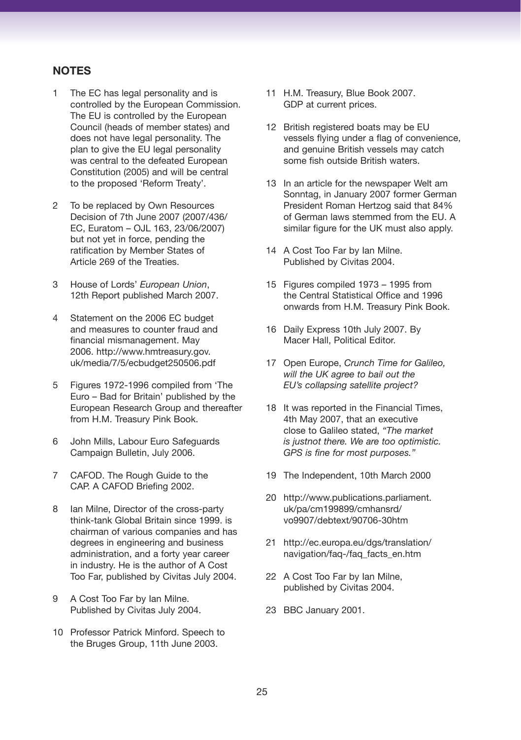## NOTES

1. The EC has legal personality and is controlled by the European Commission. The EU is controlled by the European Council (heads of member states) and does not have legal personality. The plan to give the EU legal personality was central to the defeated European Constitution (2005) and will be central to the proposed 'Reform Treaty'.

2. To be replaced by Own Resources Decision of 7th June 2007 (2007/436/ EC, Euratom – OJL 163, 23/06/2007) but not yet in force, pending the ratification by Member States of Article 269 of the Treaties.

3. House of Lords' *European Union*, 12th Report published March 2007.

4. Statement on the 2006 EC budget and measures to counter fraud and financial mismanagement. May 2006. http://www.hmtreasury.gov.uk/media/7/5/ecbudget250506.pdf

5. Figures 1972-1996 compiled from 'The Euro – Bad for Britain' published by the European Research Group and thereafter from H.M. Treasury Pink Book.

6. John Mills, Labour Euro Safeguards Campaign Bulletin, July 2006.

7. CAFOD. The Rough Guide to the CAP. A CAFOD Briefing 2002.

8. Ian Milne, Director of the cross-party think-tank Global Britain since 1999. is chairman of various companies and has degrees in engineering and business administration, and a forty year career in industry. He is the author of A Cost Too Far, published by Civitas July 2004.

9. A Cost Too Far by Ian Milne. Published by Civitas July 2004.

10. Professor Patrick Minford. Speech to the Bruges Group, 11th June 2003.

11. H.M. Treasury, Blue Book 2007. GDP at current prices.

12. British registered boats may be EU vessels flying under a flag of convenience, and genuine British vessels may catch some fish outside British waters.

13. In an article for the newspaper Welt am Sonntag, in January 2007 former German President Roman Hertzog said that 84% of German laws stemmed from the EU. A similar figure for the UK must also apply.

14. A Cost Too Far by Ian Milne. Published by Civitas 2004.

15. Figures compiled 1973 – 1995 from the Central Statistical Office and 1996 onwards from H.M. Treasury Pink Book.

16. Daily Express 10th July 2007. By Macer Hall, Political Editor.

17. Open Europe, *Crunch Time for Galileo, will the UK agree to bail out the EU's collapsing satellite project?*

18. It was reported in the Financial Times, 4th May 2007, that an executive close to Galileo stated, *"The market is justnot there. We are too optimistic. GPS is fine for most purposes."*

19. The Independent, 10th March 2000

20. http://www.publications.parliament.uk/pa/cm199899/cmhansrd/vo9907/debtext/90706-30htm

21. http://ec.europa.eu/dgs/translation/navigation/faq-/faq_facts_en.htm

22. A Cost Too Far by Ian Milne, published by Civitas 2004.

23. BBC January 2001.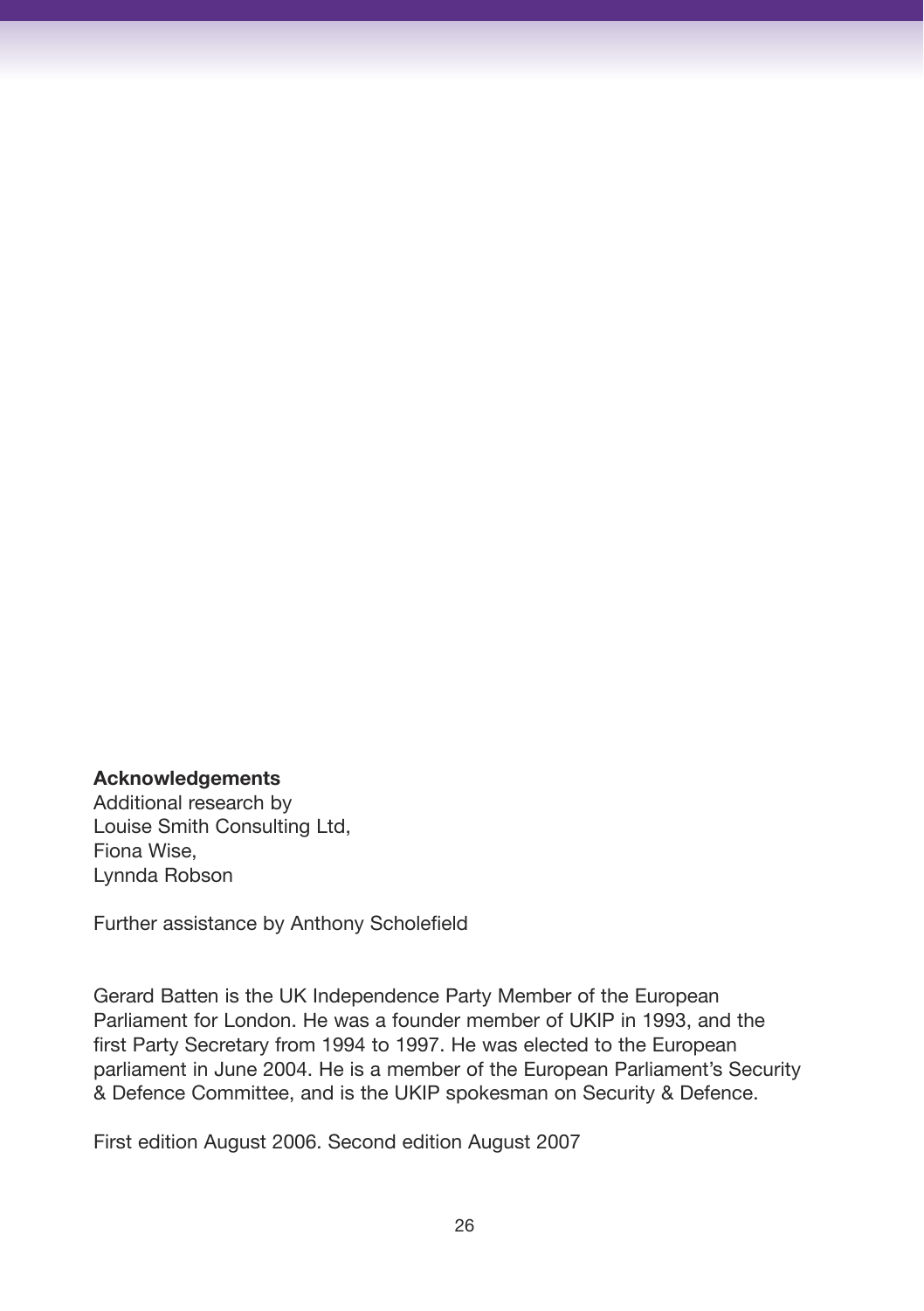**Acknowledgements**
Additional research by
Louise Smith Consulting Ltd,
Fiona Wise,
Lynnda Robson

Further assistance by Anthony Scholefield

Gerard Batten is the UK Independence Party Member of the European Parliament for London. He was a founder member of UKIP in 1993, and the first Party Secretary from 1994 to 1997. He was elected to the European parliament in June 2004. He is a member of the European Parliament's Security & Defence Committee, and is the UKIP spokesman on Security & Defence.

First edition August 2006. Second edition August 2007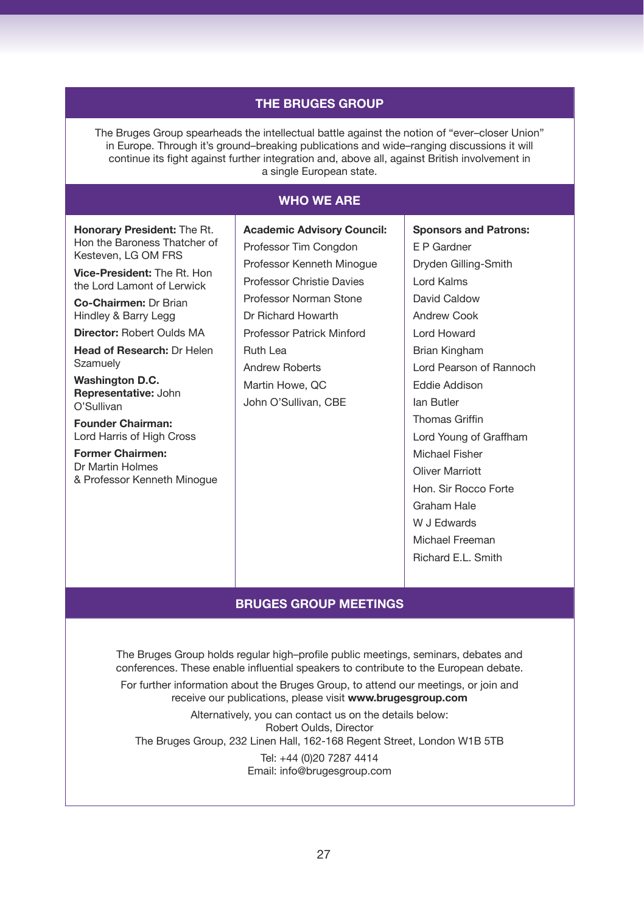## THE BRUGES GROUP

The Bruges Group spearheads the intellectual battle against the notion of "ever–closer Union" in Europe. Through it's ground–breaking publications and wide–ranging discussions it will continue its fight against further integration and, above all, against British involvement in a single European state.

## WHO WE ARE

**Honorary President:** The Rt. Hon the Baroness Thatcher of Kesteven, LG OM FRS

**Vice-President:** The Rt. Hon the Lord Lamont of Lerwick

**Co-Chairmen:** Dr Brian Hindley & Barry Legg

**Director:** Robert Oulds MA

**Head of Research:** Dr Helen Szamuely

**Washington D.C. Representative:** John O'Sullivan

**Founder Chairman:**
Lord Harris of High Cross

**Former Chairmen:**
Dr Martin Holmes
& Professor Kenneth Minogue

**Academic Advisory Council:**
Professor Tim Congdon
Professor Kenneth Minogue
Professor Christie Davies
Professor Norman Stone
Dr Richard Howarth
Professor Patrick Minford
Ruth Lea
Andrew Roberts
Martin Howe, QC
John O'Sullivan, CBE

**Sponsors and Patrons:**
E P Gardner
Dryden Gilling-Smith
Lord Kalms
David Caldow
Andrew Cook
Lord Howard
Brian Kingham
Lord Pearson of Rannoch
Eddie Addison
Ian Butler
Thomas Griffin
Lord Young of Graffham
Michael Fisher
Oliver Marriott
Hon. Sir Rocco Forte
Graham Hale
W J Edwards
Michael Freeman
Richard E.L. Smith

## BRUGES GROUP MEETINGS

The Bruges Group holds regular high–profile public meetings, seminars, debates and conferences. These enable influential speakers to contribute to the European debate.

For further information about the Bruges Group, to attend our meetings, or join and receive our publications, please visit **www.brugesgroup.com**

Alternatively, you can contact us on the details below:
Robert Oulds, Director
The Bruges Group, 232 Linen Hall, 162-168 Regent Street, London W1B 5TB

Tel: +44 (0)20 7287 4414
Email: info@brugesgroup.com